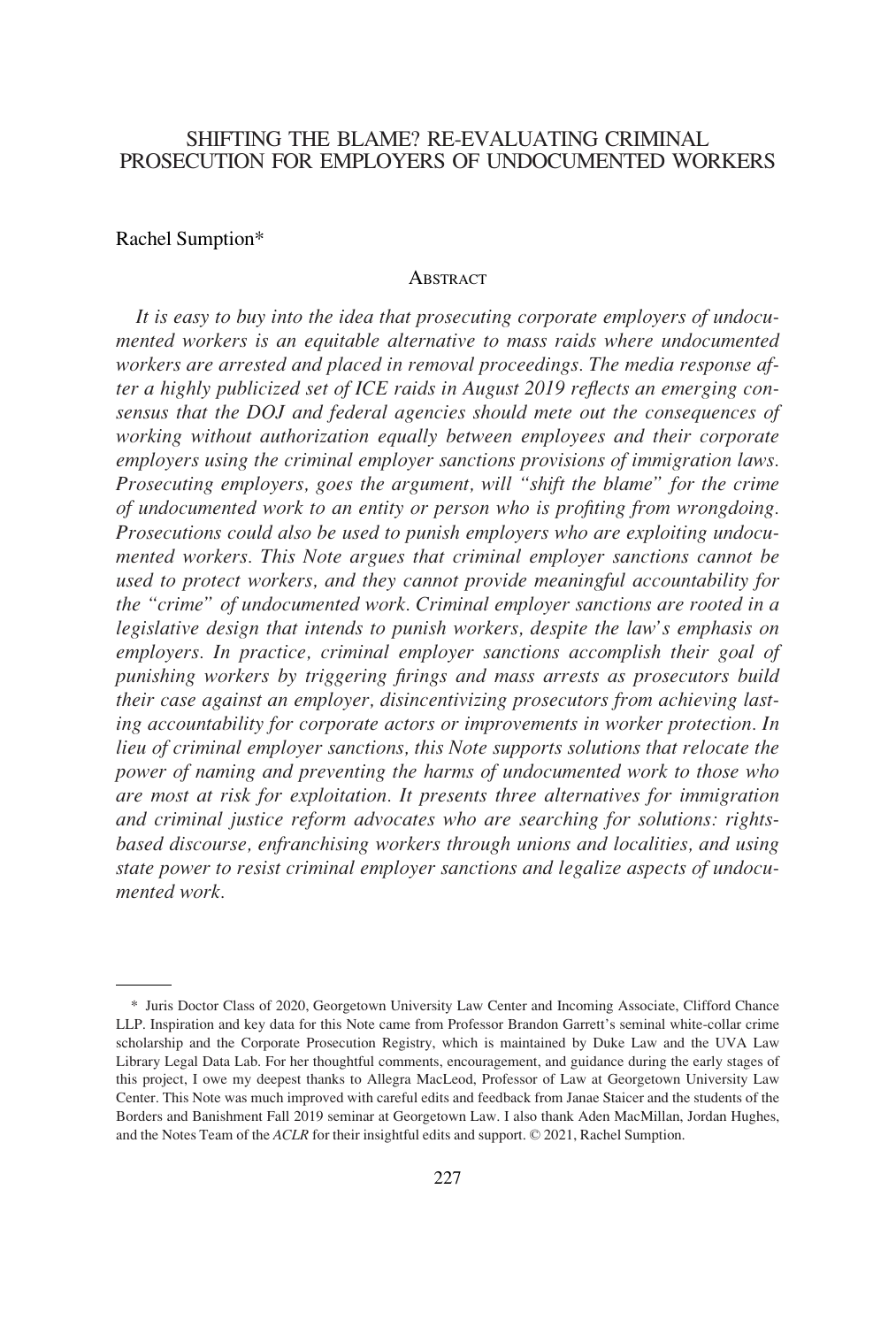# SHIFTING THE BLAME? RE-EVALUATING CRIMINAL PROSECUTION FOR EMPLOYERS OF UNDOCUMENTED WORKERS

Rachel Sumption*

## Abstract

*It is easy to buy into the idea that prosecuting corporate employers of undocumented workers is an equitable alternative to mass raids where undocumented workers are arrested and placed in removal proceedings. The media response after a highly publicized set of ICE raids in August 2019 reflects an emerging consensus that the DOJ and federal agencies should mete out the consequences of working without authorization equally between employees and their corporate employers using the criminal employer sanctions provisions of immigration laws. Prosecuting employers, goes the argument, will "shift the blame" for the crime of undocumented work to an entity or person who is profiting from wrongdoing. Prosecutions could also be used to punish employers who are exploiting undocumented workers. This Note argues that criminal employer sanctions cannot be used to protect workers, and they cannot provide meaningful accountability for the "crime" of undocumented work. Criminal employer sanctions are rooted in a legislative design that intends to punish workers, despite the law's emphasis on employers. In practice, criminal employer sanctions accomplish their goal of punishing workers by triggering firings and mass arrests as prosecutors build their case against an employer, disincentivizing prosecutors from achieving lasting accountability for corporate actors or improvements in worker protection. In lieu of criminal employer sanctions, this Note supports solutions that relocate the power of naming and preventing the harms of undocumented work to those who are most at risk for exploitation. It presents three alternatives for immigration and criminal justice reform advocates who are searching for solutions: rights-based discourse, enfranchising workers through unions and localities, and using state power to resist criminal employer sanctions and legalize aspects of undocumented work.*

---

\* Juris Doctor Class of 2020, Georgetown University Law Center and Incoming Associate, Clifford Chance LLP. Inspiration and key data for this Note came from Professor Brandon Garrett's seminal white-collar crime scholarship and the Corporate Prosecution Registry, which is maintained by Duke Law and the UVA Law Library Legal Data Lab. For her thoughtful comments, encouragement, and guidance during the early stages of this project, I owe my deepest thanks to Allegra MacLeod, Professor of Law at Georgetown University Law Center. This Note was much improved with careful edits and feedback from Janae Staicer and the students of the Borders and Banishment Fall 2019 seminar at Georgetown Law. I also thank Aden MacMillan, Jordan Hughes, and the Notes Team of the *ACLR* for their insightful edits and support. © 2021, Rachel Sumption.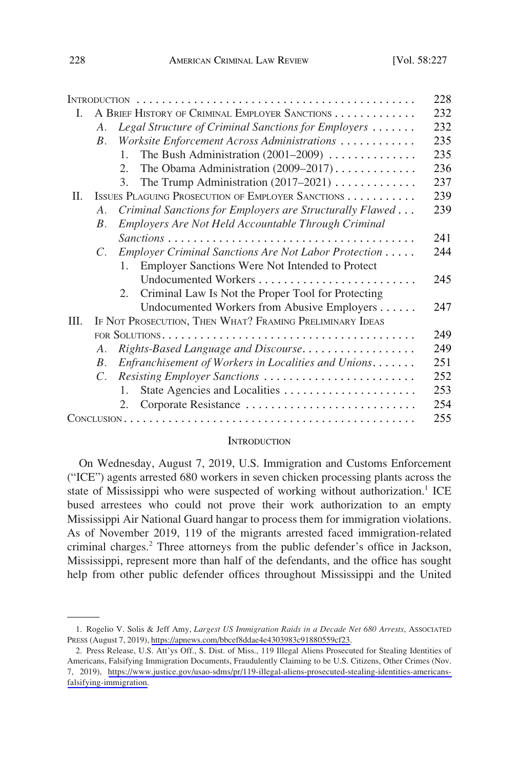| | Page |
|---|---|
| INTRODUCTION | 228 |
| I. A BRIEF HISTORY OF CRIMINAL EMPLOYER SANCTIONS | 232 |
| *A. Legal Structure of Criminal Sanctions for Employers* | 232 |
| *B. Worksite Enforcement Across Administrations* | 235 |
| 1. The Bush Administration (2001–2009) | 235 |
| 2. The Obama Administration (2009–2017) | 236 |
| 3. The Trump Administration (2017–2021) | 237 |
| II. ISSUES PLAGUING PROSECUTION OF EMPLOYER SANCTIONS | 239 |
| *A. Criminal Sanctions for Employers are Structurally Flawed* | 239 |
| *B. Employers Are Not Held Accountable Through Criminal Sanctions* | 241 |
| *C. Employer Criminal Sanctions Are Not Labor Protection* | 244 |
| 1. Employer Sanctions Were Not Intended to Protect Undocumented Workers | 245 |
| 2. Criminal Law Is Not the Proper Tool for Protecting Undocumented Workers from Abusive Employers | 247 |
| III. IF NOT PROSECUTION, THEN WHAT? FRAMING PRELIMINARY IDEAS FOR SOLUTIONS | 249 |
| *A. Rights-Based Language and Discourse* | 249 |
| *B. Enfranchisement of Workers in Localities and Unions* | 251 |
| *C. Resisting Employer Sanctions* | 252 |
| 1. State Agencies and Localities | 253 |
| 2. Corporate Resistance | 254 |
| CONCLUSION | 255 |

## INTRODUCTION

On Wednesday, August 7, 2019, U.S. Immigration and Customs Enforcement ("ICE") agents arrested 680 workers in seven chicken processing plants across the state of Mississippi who were suspected of working without authorization.[1] ICE bused arrestees who could not prove their work authorization to an empty Mississippi Air National Guard hangar to process them for immigration violations. As of November 2019, 119 of the migrants arrested faced immigration-related criminal charges.[2] Three attorneys from the public defender's office in Jackson, Mississippi, represent more than half of the defendants, and the office has sought help from other public defender offices throughout Mississippi and the United

1. Rogelio V. Solis & Jeff Amy, *Largest US Immigration Raids in a Decade Net 680 Arrests*, ASSOCIATED PRESS (August 7, 2019), https://apnews.com/bbcef8ddae4e4303983c91880559cf23.

2. Press Release, U.S. Att'ys Off., S. Dist. of Miss., 119 Illegal Aliens Prosecuted for Stealing Identities of Americans, Falsifying Immigration Documents, Fraudulently Claiming to be U.S. Citizens, Other Crimes (Nov. 7, 2019), https://www.justice.gov/usao-sdms/pr/119-illegal-aliens-prosecuted-stealing-identities-americans-falsifying-immigration.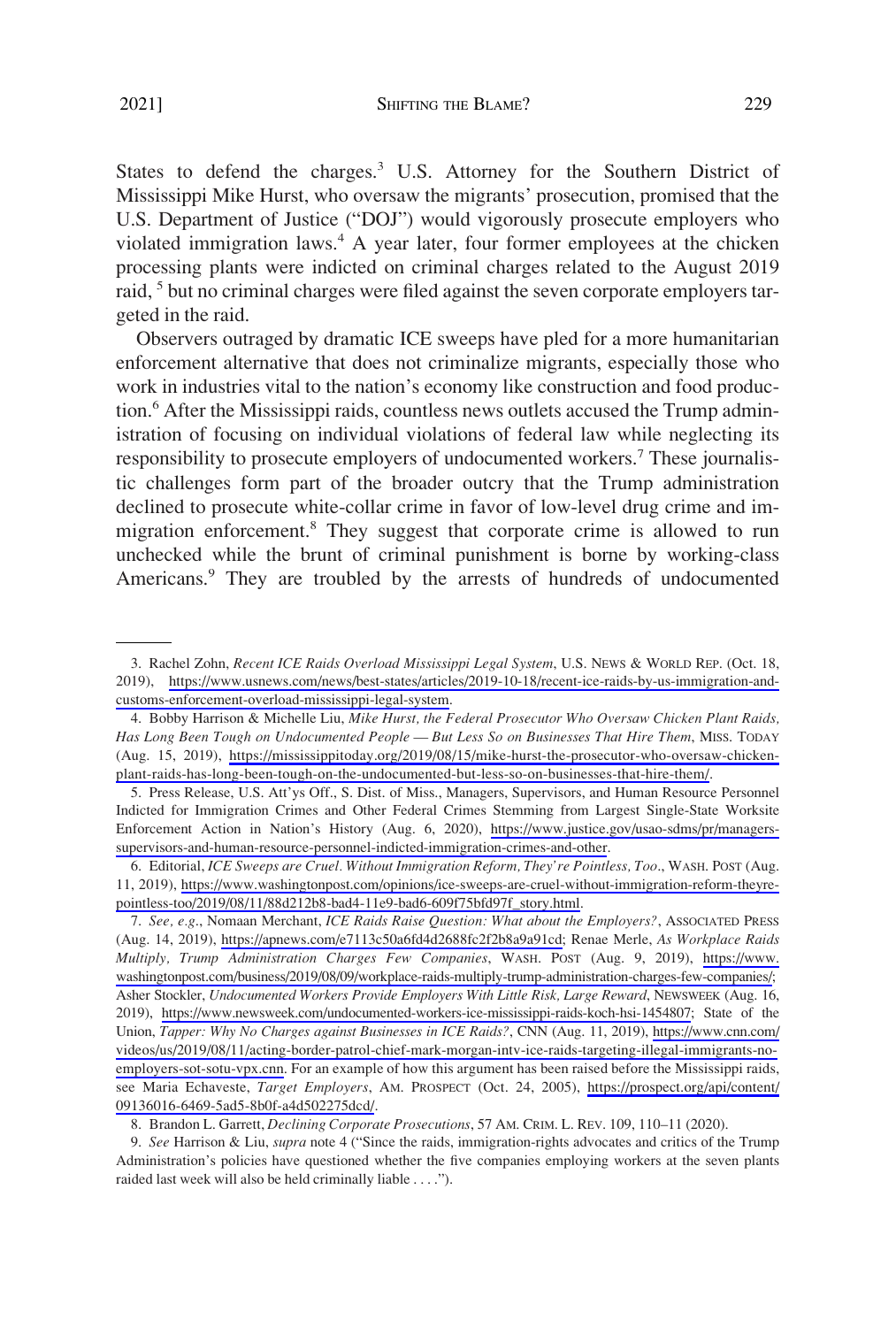States to defend the charges.[3] U.S. Attorney for the Southern District of Mississippi Mike Hurst, who oversaw the migrants' prosecution, promised that the U.S. Department of Justice ("DOJ") would vigorously prosecute employers who violated immigration laws.[4] A year later, four former employees at the chicken processing plants were indicted on criminal charges related to the August 2019 raid, [5] but no criminal charges were filed against the seven corporate employers targeted in the raid.

Observers outraged by dramatic ICE sweeps have pled for a more humanitarian enforcement alternative that does not criminalize migrants, especially those who work in industries vital to the nation's economy like construction and food production.[6] After the Mississippi raids, countless news outlets accused the Trump administration of focusing on individual violations of federal law while neglecting its responsibility to prosecute employers of undocumented workers.[7] These journalistic challenges form part of the broader outcry that the Trump administration declined to prosecute white-collar crime in favor of low-level drug crime and immigration enforcement.[8] They suggest that corporate crime is allowed to run unchecked while the brunt of criminal punishment is borne by working-class Americans.[9] They are troubled by the arrests of hundreds of undocumented

---

3. Rachel Zohn, *Recent ICE Raids Overload Mississippi Legal System*, U.S. NEWS & WORLD REP. (Oct. 18, 2019), https://www.usnews.com/news/best-states/articles/2019-10-18/recent-ice-raids-by-us-immigration-and-customs-enforcement-overload-mississippi-legal-system.

4. Bobby Harrison & Michelle Liu, *Mike Hurst, the Federal Prosecutor Who Oversaw Chicken Plant Raids, Has Long Been Tough on Undocumented People — But Less So on Businesses That Hire Them*, MISS. TODAY (Aug. 15, 2019), https://mississippitoday.org/2019/08/15/mike-hurst-the-prosecutor-who-oversaw-chicken-plant-raids-has-long-been-tough-on-the-undocumented-but-less-so-on-businesses-that-hire-them/.

5. Press Release, U.S. Att'ys Off., S. Dist. of Miss., Managers, Supervisors, and Human Resource Personnel Indicted for Immigration Crimes and Other Federal Crimes Stemming from Largest Single-State Worksite Enforcement Action in Nation's History (Aug. 6, 2020), https://www.justice.gov/usao-sdms/pr/managers-supervisors-and-human-resource-personnel-indicted-immigration-crimes-and-other.

6. Editorial, *ICE Sweeps are Cruel. Without Immigration Reform, They're Pointless, Too*., WASH. POST (Aug. 11, 2019), https://www.washingtonpost.com/opinions/ice-sweeps-are-cruel-without-immigration-reform-theyre-pointless-too/2019/08/11/88d212b8-bad4-11e9-bad6-609f75bfd97f_story.html.

7. *See, e.g*., Nomaan Merchant, *ICE Raids Raise Question: What about the Employers?*, ASSOCIATED PRESS (Aug. 14, 2019), https://apnews.com/e7113c50a6fd4d2688fc2f2b8a9a91cd; Renae Merle, *As Workplace Raids Multiply, Trump Administration Charges Few Companies*, WASH. POST (Aug. 9, 2019), https://www.washingtonpost.com/business/2019/08/09/workplace-raids-multiply-trump-administration-charges-few-companies/; Asher Stockler, *Undocumented Workers Provide Employers With Little Risk, Large Reward*, NEWSWEEK (Aug. 16, 2019), https://www.newsweek.com/undocumented-workers-ice-mississippi-raids-koch-hsi-1454807; State of the Union, *Tapper: Why No Charges against Businesses in ICE Raids?*, CNN (Aug. 11, 2019), https://www.cnn.com/videos/us/2019/08/11/acting-border-patrol-chief-mark-morgan-intv-ice-raids-targeting-illegal-immigrants-no-employers-sot-sotu-vpx.cnn. For an example of how this argument has been raised before the Mississippi raids, see Maria Echaveste, *Target Employers*, AM. PROSPECT (Oct. 24, 2005), https://prospect.org/api/content/09136016-6469-5ad5-8b0f-a4d502275dcd/.

8. Brandon L. Garrett, *Declining Corporate Prosecutions*, 57 AM. CRIM. L. REV. 109, 110–11 (2020).

9. *See* Harrison & Liu, *supra* note 4 ("Since the raids, immigration-rights advocates and critics of the Trump Administration's policies have questioned whether the five companies employing workers at the seven plants raided last week will also be held criminally liable . . . .").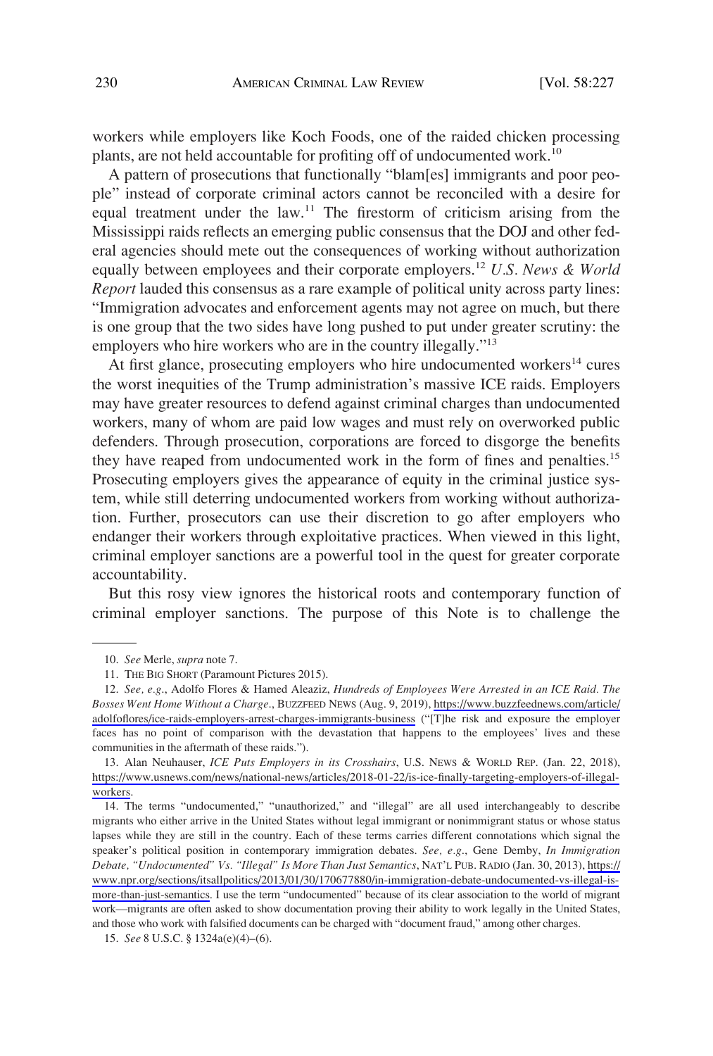workers while employers like Koch Foods, one of the raided chicken processing plants, are not held accountable for profiting off of undocumented work.[10]

A pattern of prosecutions that functionally "blam[es] immigrants and poor people" instead of corporate criminal actors cannot be reconciled with a desire for equal treatment under the law.[11] The firestorm of criticism arising from the Mississippi raids reflects an emerging public consensus that the DOJ and other federal agencies should mete out the consequences of working without authorization equally between employees and their corporate employers.[12] *U.S. News & World Report* lauded this consensus as a rare example of political unity across party lines: "Immigration advocates and enforcement agents may not agree on much, but there is one group that the two sides have long pushed to put under greater scrutiny: the employers who hire workers who are in the country illegally."[13]

At first glance, prosecuting employers who hire undocumented workers[14] cures the worst inequities of the Trump administration's massive ICE raids. Employers may have greater resources to defend against criminal charges than undocumented workers, many of whom are paid low wages and must rely on overworked public defenders. Through prosecution, corporations are forced to disgorge the benefits they have reaped from undocumented work in the form of fines and penalties.[15] Prosecuting employers gives the appearance of equity in the criminal justice system, while still deterring undocumented workers from working without authorization. Further, prosecutors can use their discretion to go after employers who endanger their workers through exploitative practices. When viewed in this light, criminal employer sanctions are a powerful tool in the quest for greater corporate accountability.

But this rosy view ignores the historical roots and contemporary function of criminal employer sanctions. The purpose of this Note is to challenge the

---

10. *See* Merle, *supra* note 7.

11. THE BIG SHORT (Paramount Pictures 2015).

12. *See, e.g.*, Adolfo Flores & Hamed Aleaziz, *Hundreds of Employees Were Arrested in an ICE Raid. The Bosses Went Home Without a Charge.*, BUZZFEED NEWS (Aug. 9, 2019), https://www.buzzfeednews.com/article/adolfoflores/ice-raids-employers-arrest-charges-immigrants-business ("[T]he risk and exposure the employer faces has no point of comparison with the devastation that happens to the employees' lives and these communities in the aftermath of these raids.").

13. Alan Neuhauser, *ICE Puts Employers in its Crosshairs*, U.S. NEWS & WORLD REP. (Jan. 22, 2018), https://www.usnews.com/news/national-news/articles/2018-01-22/is-ice-finally-targeting-employers-of-illegal-workers.

14. The terms "undocumented," "unauthorized," and "illegal" are all used interchangeably to describe migrants who either arrive in the United States without legal immigrant or nonimmigrant status or whose status lapses while they are still in the country. Each of these terms carries different connotations which signal the speaker's political position in contemporary immigration debates. *See, e.g.*, Gene Demby, *In Immigration Debate, "Undocumented" Vs. "Illegal" Is More Than Just Semantics*, NAT'L PUB. RADIO (Jan. 30, 2013), https://www.npr.org/sections/itsallpolitics/2013/01/30/170677880/in-immigration-debate-undocumented-vs-illegal-is-more-than-just-semantics. I use the term "undocumented" because of its clear association to the world of migrant work—migrants are often asked to show documentation proving their ability to work legally in the United States, and those who work with falsified documents can be charged with "document fraud," among other charges.

15. *See* 8 U.S.C. § 1324a(e)(4)–(6).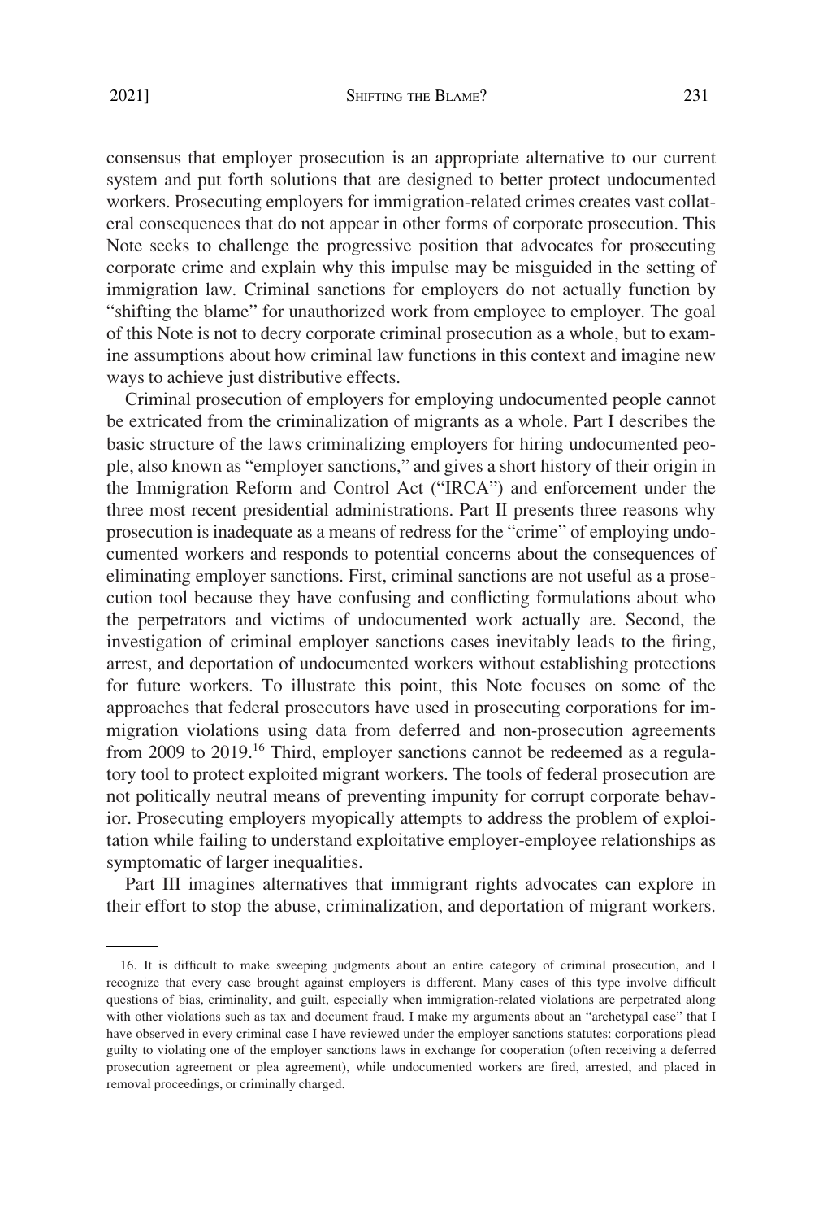consensus that employer prosecution is an appropriate alternative to our current system and put forth solutions that are designed to better protect undocumented workers. Prosecuting employers for immigration-related crimes creates vast collateral consequences that do not appear in other forms of corporate prosecution. This Note seeks to challenge the progressive position that advocates for prosecuting corporate crime and explain why this impulse may be misguided in the setting of immigration law. Criminal sanctions for employers do not actually function by "shifting the blame" for unauthorized work from employee to employer. The goal of this Note is not to decry corporate criminal prosecution as a whole, but to examine assumptions about how criminal law functions in this context and imagine new ways to achieve just distributive effects.

Criminal prosecution of employers for employing undocumented people cannot be extricated from the criminalization of migrants as a whole. Part I describes the basic structure of the laws criminalizing employers for hiring undocumented people, also known as "employer sanctions," and gives a short history of their origin in the Immigration Reform and Control Act ("IRCA") and enforcement under the three most recent presidential administrations. Part II presents three reasons why prosecution is inadequate as a means of redress for the "crime" of employing undocumented workers and responds to potential concerns about the consequences of eliminating employer sanctions. First, criminal sanctions are not useful as a prosecution tool because they have confusing and conflicting formulations about who the perpetrators and victims of undocumented work actually are. Second, the investigation of criminal employer sanctions cases inevitably leads to the firing, arrest, and deportation of undocumented workers without establishing protections for future workers. To illustrate this point, this Note focuses on some of the approaches that federal prosecutors have used in prosecuting corporations for immigration violations using data from deferred and non-prosecution agreements from 2009 to 2019.[16] Third, employer sanctions cannot be redeemed as a regulatory tool to protect exploited migrant workers. The tools of federal prosecution are not politically neutral means of preventing impunity for corrupt corporate behavior. Prosecuting employers myopically attempts to address the problem of exploitation while failing to understand exploitative employer-employee relationships as symptomatic of larger inequalities.

Part III imagines alternatives that immigrant rights advocates can explore in their effort to stop the abuse, criminalization, and deportation of migrant workers.

---

16. It is difficult to make sweeping judgments about an entire category of criminal prosecution, and I recognize that every case brought against employers is different. Many cases of this type involve difficult questions of bias, criminality, and guilt, especially when immigration-related violations are perpetrated along with other violations such as tax and document fraud. I make my arguments about an "archetypal case" that I have observed in every criminal case I have reviewed under the employer sanctions statutes: corporations plead guilty to violating one of the employer sanctions laws in exchange for cooperation (often receiving a deferred prosecution agreement or plea agreement), while undocumented workers are fired, arrested, and placed in removal proceedings, or criminally charged.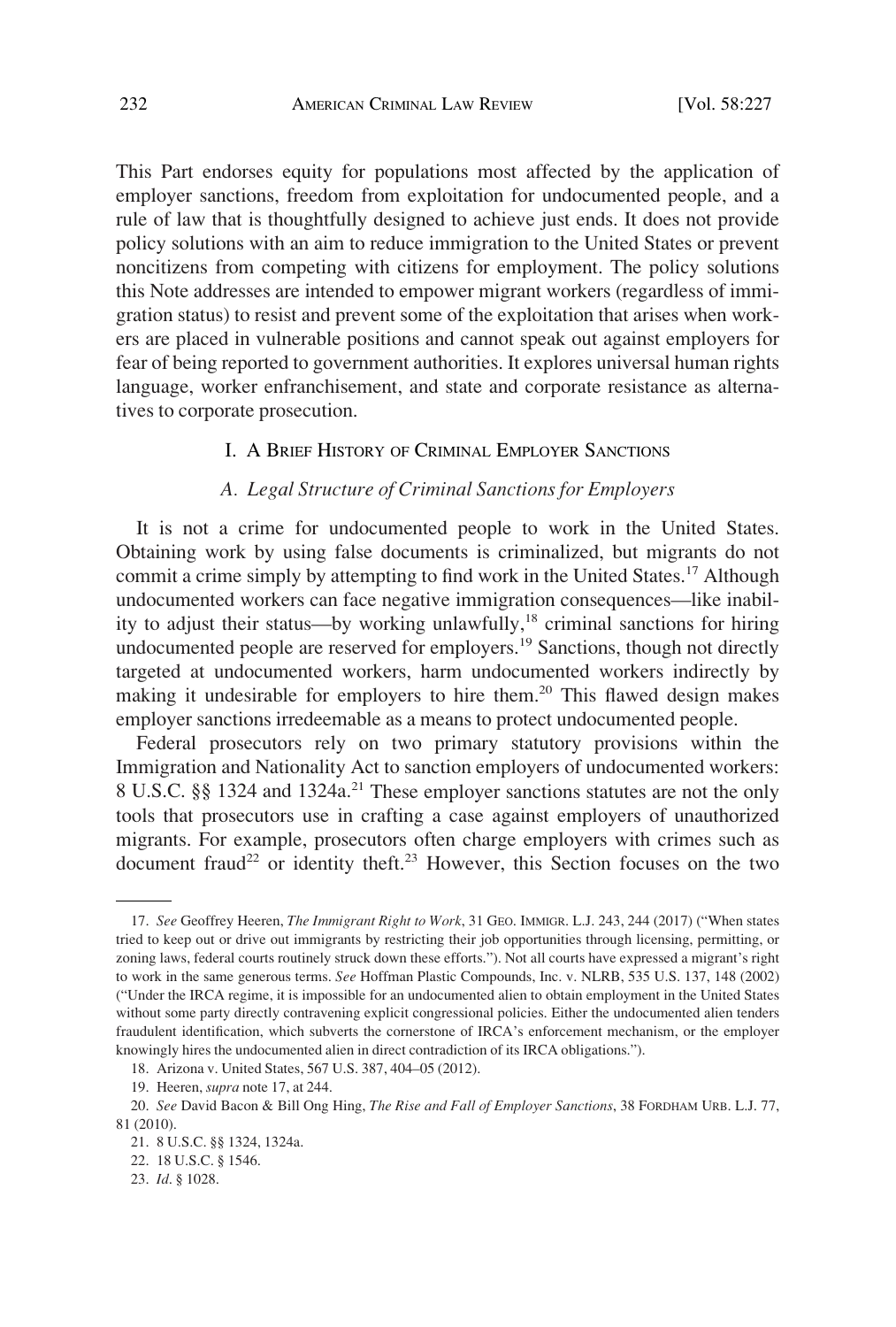This Part endorses equity for populations most affected by the application of employer sanctions, freedom from exploitation for undocumented people, and a rule of law that is thoughtfully designed to achieve just ends. It does not provide policy solutions with an aim to reduce immigration to the United States or prevent noncitizens from competing with citizens for employment. The policy solutions this Note addresses are intended to empower migrant workers (regardless of immigration status) to resist and prevent some of the exploitation that arises when workers are placed in vulnerable positions and cannot speak out against employers for fear of being reported to government authorities. It explores universal human rights language, worker enfranchisement, and state and corporate resistance as alternatives to corporate prosecution.

## I. A Brief History of Criminal Employer Sanctions

### *A. Legal Structure of Criminal Sanctions for Employers*

It is not a crime for undocumented people to work in the United States. Obtaining work by using false documents is criminalized, but migrants do not commit a crime simply by attempting to find work in the United States.[17] Although undocumented workers can face negative immigration consequences—like inability to adjust their status—by working unlawfully,[18] criminal sanctions for hiring undocumented people are reserved for employers.[19] Sanctions, though not directly targeted at undocumented workers, harm undocumented workers indirectly by making it undesirable for employers to hire them.[20] This flawed design makes employer sanctions irredeemable as a means to protect undocumented people.

Federal prosecutors rely on two primary statutory provisions within the Immigration and Nationality Act to sanction employers of undocumented workers: 8 U.S.C. §§ 1324 and 1324a.[21] These employer sanctions statutes are not the only tools that prosecutors use in crafting a case against employers of unauthorized migrants. For example, prosecutors often charge employers with crimes such as document fraud[22] or identity theft.[23] However, this Section focuses on the two

---

17. *See* Geoffrey Heeren, *The Immigrant Right to Work*, 31 GEO. IMMIGR. L.J. 243, 244 (2017) ("When states tried to keep out or drive out immigrants by restricting their job opportunities through licensing, permitting, or zoning laws, federal courts routinely struck down these efforts."). Not all courts have expressed a migrant's right to work in the same generous terms. *See* Hoffman Plastic Compounds, Inc. v. NLRB, 535 U.S. 137, 148 (2002) ("Under the IRCA regime, it is impossible for an undocumented alien to obtain employment in the United States without some party directly contravening explicit congressional policies. Either the undocumented alien tenders fraudulent identification, which subverts the cornerstone of IRCA's enforcement mechanism, or the employer knowingly hires the undocumented alien in direct contradiction of its IRCA obligations.").

18. Arizona v. United States, 567 U.S. 387, 404–05 (2012).

19. Heeren, *supra* note 17, at 244.

20. *See* David Bacon & Bill Ong Hing, *The Rise and Fall of Employer Sanctions*, 38 FORDHAM URB. L.J. 77, 81 (2010).

21. 8 U.S.C. §§ 1324, 1324a.

22. 18 U.S.C. § 1546.

23. *Id*. § 1028.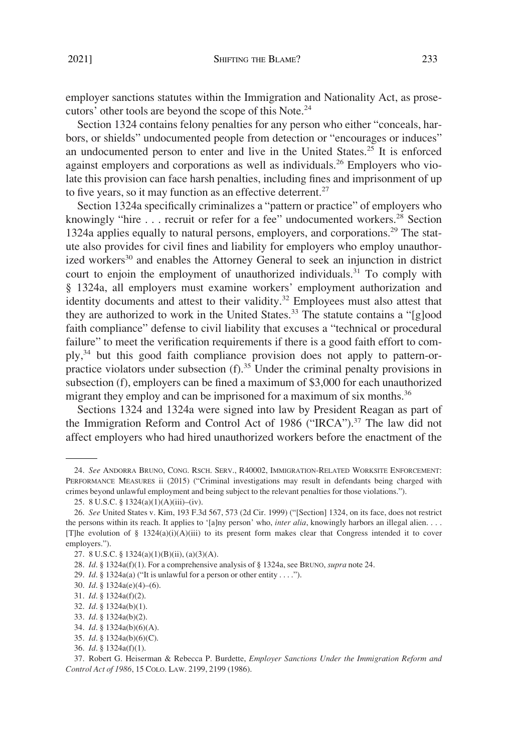employer sanctions statutes within the Immigration and Nationality Act, as prosecutors' other tools are beyond the scope of this Note.[24]

Section 1324 contains felony penalties for any person who either "conceals, harbors, or shields" undocumented people from detection or "encourages or induces" an undocumented person to enter and live in the United States.[25] It is enforced against employers and corporations as well as individuals.[26] Employers who violate this provision can face harsh penalties, including fines and imprisonment of up to five years, so it may function as an effective deterrent.[27]

Section 1324a specifically criminalizes a "pattern or practice" of employers who knowingly "hire . . . recruit or refer for a fee" undocumented workers.[28] Section 1324a applies equally to natural persons, employers, and corporations.[29] The statute also provides for civil fines and liability for employers who employ unauthorized workers[30] and enables the Attorney General to seek an injunction in district court to enjoin the employment of unauthorized individuals.[31] To comply with § 1324a, all employers must examine workers' employment authorization and identity documents and attest to their validity.[32] Employees must also attest that they are authorized to work in the United States.[33] The statute contains a "[g]ood faith compliance" defense to civil liability that excuses a "technical or procedural failure" to meet the verification requirements if there is a good faith effort to comply,[34] but this good faith compliance provision does not apply to pattern-or-practice violators under subsection (f).[35] Under the criminal penalty provisions in subsection (f), employers can be fined a maximum of $3,000 for each unauthorized migrant they employ and can be imprisoned for a maximum of six months.[36]

Sections 1324 and 1324a were signed into law by President Reagan as part of the Immigration Reform and Control Act of 1986 ("IRCA").[37] The law did not affect employers who had hired unauthorized workers before the enactment of the

---

24. *See* ANDORRA BRUNO, CONG. RSCH. SERV., R40002, IMMIGRATION-RELATED WORKSITE ENFORCEMENT: PERFORMANCE MEASURES ii (2015) ("Criminal investigations may result in defendants being charged with crimes beyond unlawful employment and being subject to the relevant penalties for those violations.").

25. 8 U.S.C. § 1324(a)(1)(A)(iii)–(iv).

26. *See* United States v. Kim, 193 F.3d 567, 573 (2d Cir. 1999) ("[Section] 1324, on its face, does not restrict the persons within its reach. It applies to '[a]ny person' who, *inter alia*, knowingly harbors an illegal alien. . . . [T]he evolution of § 1324(a)(i)(A)(iii) to its present form makes clear that Congress intended it to cover employers.").

27. 8 U.S.C. § 1324(a)(1)(B)(ii), (a)(3)(A).

28. *Id*. § 1324a(f)(1). For a comprehensive analysis of § 1324a, see BRUNO, *supra* note 24.

29. *Id*. § 1324a(a) ("It is unlawful for a person or other entity . . . .").

30. *Id*. § 1324a(e)(4)–(6).

31. *Id*. § 1324a(f)(2).

32. *Id*. § 1324a(b)(1).

33. *Id*. § 1324a(b)(2).

34. *Id*. § 1324a(b)(6)(A).

35. *Id*. § 1324a(b)(6)(C).

36. *Id*. § 1324a(f)(1).

37. Robert G. Heiserman & Rebecca P. Burdette, *Employer Sanctions Under the Immigration Reform and Control Act of 1986*, 15 COLO. LAW. 2199, 2199 (1986).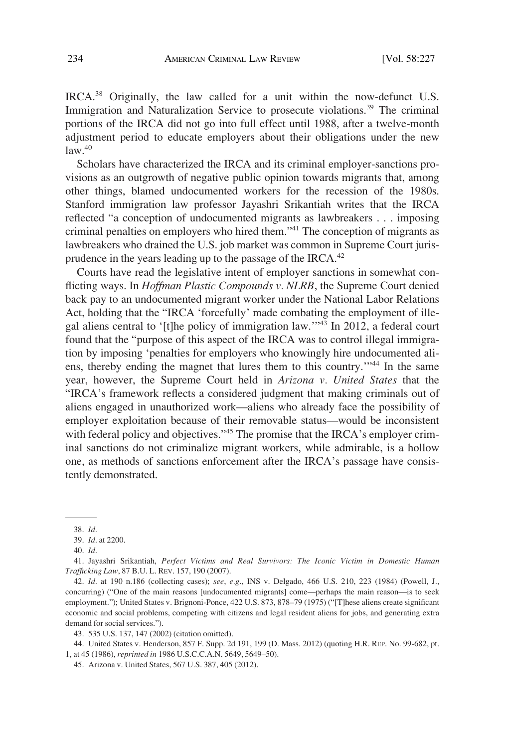IRCA.[38] Originally, the law called for a unit within the now-defunct U.S. Immigration and Naturalization Service to prosecute violations.[39] The criminal portions of the IRCA did not go into full effect until 1988, after a twelve-month adjustment period to educate employers about their obligations under the new law.[40]

Scholars have characterized the IRCA and its criminal employer-sanctions provisions as an outgrowth of negative public opinion towards migrants that, among other things, blamed undocumented workers for the recession of the 1980s. Stanford immigration law professor Jayashri Srikantiah writes that the IRCA reflected "a conception of undocumented migrants as lawbreakers . . . imposing criminal penalties on employers who hired them."[41] The conception of migrants as lawbreakers who drained the U.S. job market was common in Supreme Court jurisprudence in the years leading up to the passage of the IRCA.[42]

Courts have read the legislative intent of employer sanctions in somewhat conflicting ways. In *Hoffman Plastic Compounds v. NLRB*, the Supreme Court denied back pay to an undocumented migrant worker under the National Labor Relations Act, holding that the "IRCA 'forcefully' made combating the employment of illegal aliens central to '[t]he policy of immigration law.'"[43] In 2012, a federal court found that the "purpose of this aspect of the IRCA was to control illegal immigration by imposing 'penalties for employers who knowingly hire undocumented aliens, thereby ending the magnet that lures them to this country.'"[44] In the same year, however, the Supreme Court held in *Arizona v. United States* that the "IRCA's framework reflects a considered judgment that making criminals out of aliens engaged in unauthorized work—aliens who already face the possibility of employer exploitation because of their removable status—would be inconsistent with federal policy and objectives."[45] The promise that the IRCA's employer criminal sanctions do not criminalize migrant workers, while admirable, is a hollow one, as methods of sanctions enforcement after the IRCA's passage have consistently demonstrated.

---

38. *Id.*

39. *Id.* at 2200.

40. *Id.*

41. Jayashri Srikantiah, *Perfect Victims and Real Survivors: The Iconic Victim in Domestic Human Trafficking Law*, 87 B.U. L. REV. 157, 190 (2007).

42. *Id.* at 190 n.186 (collecting cases); *see*, *e.g.*, INS v. Delgado, 466 U.S. 210, 223 (1984) (Powell, J., concurring) ("One of the main reasons [undocumented migrants] come—perhaps the main reason—is to seek employment."); United States v. Brignoni-Ponce, 422 U.S. 873, 878–79 (1975) ("[T]hese aliens create significant economic and social problems, competing with citizens and legal resident aliens for jobs, and generating extra demand for social services.").

43. 535 U.S. 137, 147 (2002) (citation omitted).

44. United States v. Henderson, 857 F. Supp. 2d 191, 199 (D. Mass. 2012) (quoting H.R. REP. No. 99-682, pt. 1, at 45 (1986), *reprinted in* 1986 U.S.C.C.A.N. 5649, 5649–50).

45. Arizona v. United States, 567 U.S. 387, 405 (2012).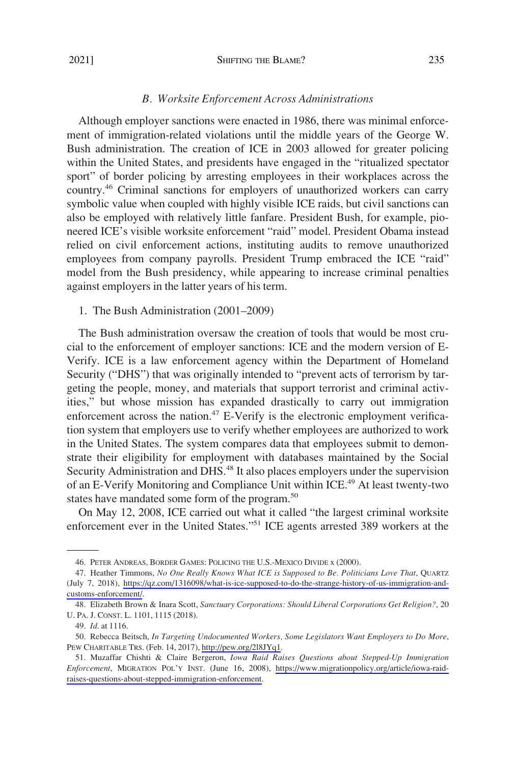### *B. Worksite Enforcement Across Administrations*

Although employer sanctions were enacted in 1986, there was minimal enforcement of immigration-related violations until the middle years of the George W. Bush administration. The creation of ICE in 2003 allowed for greater policing within the United States, and presidents have engaged in the "ritualized spectator sport" of border policing by arresting employees in their workplaces across the country.[46] Criminal sanctions for employers of unauthorized workers can carry symbolic value when coupled with highly visible ICE raids, but civil sanctions can also be employed with relatively little fanfare. President Bush, for example, pioneered ICE's visible worksite enforcement "raid" model. President Obama instead relied on civil enforcement actions, instituting audits to remove unauthorized employees from company payrolls. President Trump embraced the ICE "raid" model from the Bush presidency, while appearing to increase criminal penalties against employers in the latter years of his term.

1. The Bush Administration (2001–2009)

The Bush administration oversaw the creation of tools that would be most crucial to the enforcement of employer sanctions: ICE and the modern version of E-Verify. ICE is a law enforcement agency within the Department of Homeland Security ("DHS") that was originally intended to "prevent acts of terrorism by targeting the people, money, and materials that support terrorist and criminal activities," but whose mission has expanded drastically to carry out immigration enforcement across the nation.[47] E-Verify is the electronic employment verification system that employers use to verify whether employees are authorized to work in the United States. The system compares data that employees submit to demonstrate their eligibility for employment with databases maintained by the Social Security Administration and DHS.[48] It also places employers under the supervision of an E-Verify Monitoring and Compliance Unit within ICE.[49] At least twenty-two states have mandated some form of the program.[50]

On May 12, 2008, ICE carried out what it called "the largest criminal worksite enforcement ever in the United States."[51] ICE agents arrested 389 workers at the

---

46. PETER ANDREAS, BORDER GAMES: POLICING THE U.S.-MEXICO DIVIDE x (2000).

47. Heather Timmons, *No One Really Knows What ICE is Supposed to Be. Politicians Love That*, QUARTZ (July 7, 2018), https://qz.com/1316098/what-is-ice-supposed-to-do-the-strange-history-of-us-immigration-and-customs-enforcement/.

48. Elizabeth Brown & Inara Scott, *Sanctuary Corporations: Should Liberal Corporations Get Religion?*, 20 U. PA. J. CONST. L. 1101, 1115 (2018).

49. *Id*. at 1116.

50. Rebecca Beitsch, *In Targeting Undocumented Workers, Some Legislators Want Employers to Do More*, PEW CHARITABLE TRS. (Feb. 14, 2017), http://pew.org/2l8JYq1.

51. Muzaffar Chishti & Claire Bergeron, *Iowa Raid Raises Questions about Stepped-Up Immigration Enforcement*, MIGRATION POL'Y INST. (June 16, 2008), https://www.migrationpolicy.org/article/iowa-raid-raises-questions-about-stepped-immigration-enforcement.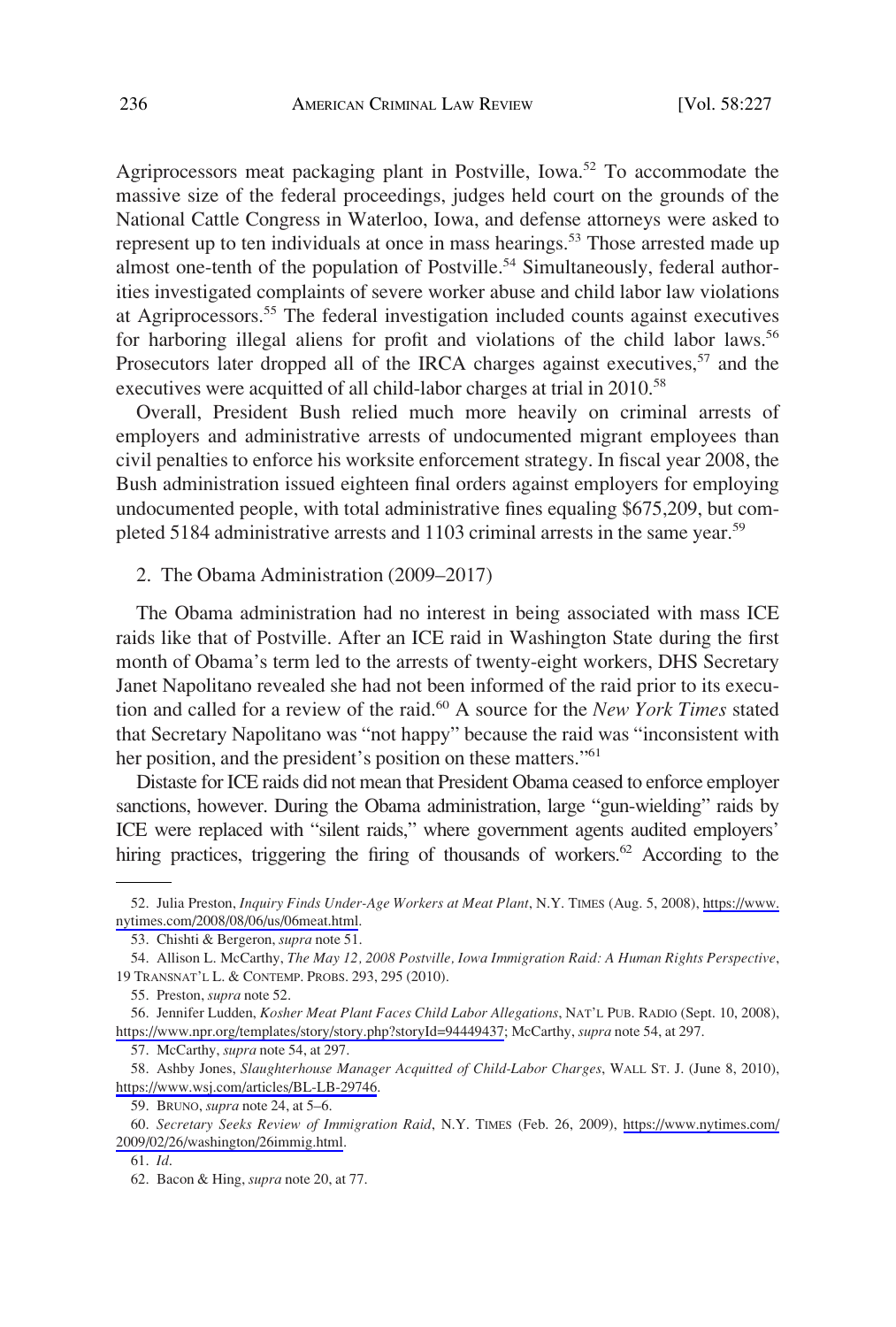Agriprocessors meat packaging plant in Postville, Iowa.[52] To accommodate the massive size of the federal proceedings, judges held court on the grounds of the National Cattle Congress in Waterloo, Iowa, and defense attorneys were asked to represent up to ten individuals at once in mass hearings.[53] Those arrested made up almost one-tenth of the population of Postville.[54] Simultaneously, federal authorities investigated complaints of severe worker abuse and child labor law violations at Agriprocessors.[55] The federal investigation included counts against executives for harboring illegal aliens for profit and violations of the child labor laws.[56] Prosecutors later dropped all of the IRCA charges against executives,[57] and the executives were acquitted of all child-labor charges at trial in 2010.[58]

Overall, President Bush relied much more heavily on criminal arrests of employers and administrative arrests of undocumented migrant employees than civil penalties to enforce his worksite enforcement strategy. In fiscal year 2008, the Bush administration issued eighteen final orders against employers for employing undocumented people, with total administrative fines equaling $675,209, but completed 5184 administrative arrests and 1103 criminal arrests in the same year.[59]

2. The Obama Administration (2009–2017)

The Obama administration had no interest in being associated with mass ICE raids like that of Postville. After an ICE raid in Washington State during the first month of Obama's term led to the arrests of twenty-eight workers, DHS Secretary Janet Napolitano revealed she had not been informed of the raid prior to its execution and called for a review of the raid.[60] A source for the *New York Times* stated that Secretary Napolitano was "not happy" because the raid was "inconsistent with her position, and the president's position on these matters."[61]

Distaste for ICE raids did not mean that President Obama ceased to enforce employer sanctions, however. During the Obama administration, large "gun-wielding" raids by ICE were replaced with "silent raids," where government agents audited employers' hiring practices, triggering the firing of thousands of workers.[62] According to the

---

52. Julia Preston, *Inquiry Finds Under-Age Workers at Meat Plant*, N.Y. TIMES (Aug. 5, 2008), https://www.nytimes.com/2008/08/06/us/06meat.html.

53. Chishti & Bergeron, *supra* note 51.

54. Allison L. McCarthy, *The May 12, 2008 Postville, Iowa Immigration Raid: A Human Rights Perspective*, 19 TRANSNAT'L L. & CONTEMP. PROBS. 293, 295 (2010).

55. Preston, *supra* note 52.

56. Jennifer Ludden, *Kosher Meat Plant Faces Child Labor Allegations*, NAT'L PUB. RADIO (Sept. 10, 2008), https://www.npr.org/templates/story/story.php?storyId=94449437; McCarthy, *supra* note 54, at 297.

57. McCarthy, *supra* note 54, at 297.

58. Ashby Jones, *Slaughterhouse Manager Acquitted of Child-Labor Charges*, WALL ST. J. (June 8, 2010), https://www.wsj.com/articles/BL-LB-29746.

59. BRUNO, *supra* note 24, at 5–6.

60. *Secretary Seeks Review of Immigration Raid*, N.Y. TIMES (Feb. 26, 2009), https://www.nytimes.com/2009/02/26/washington/26immig.html.

61. *Id*.

62. Bacon & Hing, *supra* note 20, at 77.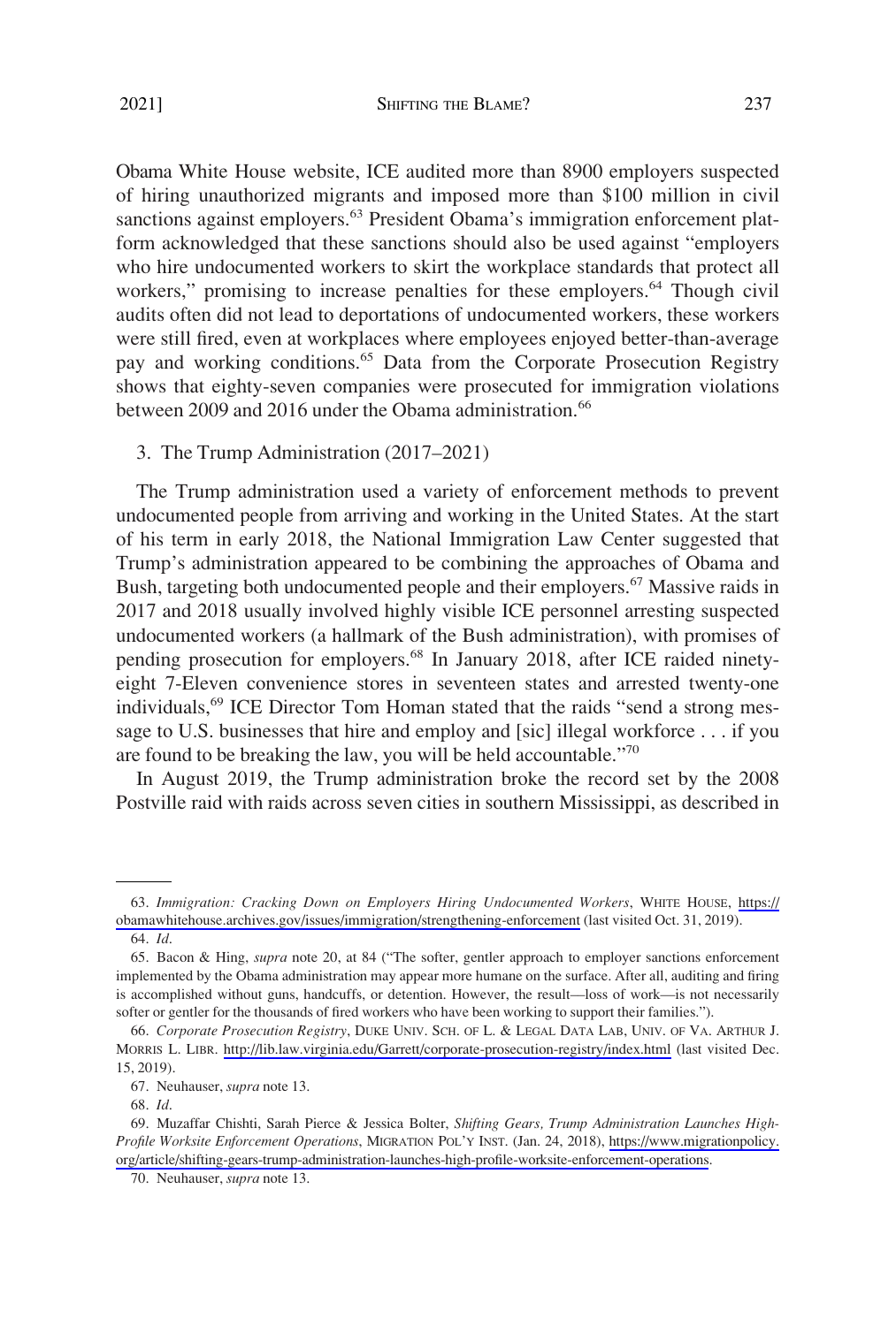Obama White House website, ICE audited more than 8900 employers suspected of hiring unauthorized migrants and imposed more than $100 million in civil sanctions against employers.[63] President Obama's immigration enforcement platform acknowledged that these sanctions should also be used against "employers who hire undocumented workers to skirt the workplace standards that protect all workers," promising to increase penalties for these employers.[64] Though civil audits often did not lead to deportations of undocumented workers, these workers were still fired, even at workplaces where employees enjoyed better-than-average pay and working conditions.[65] Data from the Corporate Prosecution Registry shows that eighty-seven companies were prosecuted for immigration violations between 2009 and 2016 under the Obama administration.[66]

### 3. The Trump Administration (2017–2021)

The Trump administration used a variety of enforcement methods to prevent undocumented people from arriving and working in the United States. At the start of his term in early 2018, the National Immigration Law Center suggested that Trump's administration appeared to be combining the approaches of Obama and Bush, targeting both undocumented people and their employers.[67] Massive raids in 2017 and 2018 usually involved highly visible ICE personnel arresting suspected undocumented workers (a hallmark of the Bush administration), with promises of pending prosecution for employers.[68] In January 2018, after ICE raided ninety-eight 7-Eleven convenience stores in seventeen states and arrested twenty-one individuals,[69] ICE Director Tom Homan stated that the raids "send a strong message to U.S. businesses that hire and employ and [sic] illegal workforce . . . if you are found to be breaking the law, you will be held accountable."[70]

In August 2019, the Trump administration broke the record set by the 2008 Postville raid with raids across seven cities in southern Mississippi, as described in

---

63. *Immigration: Cracking Down on Employers Hiring Undocumented Workers*, WHITE HOUSE, https://obamawhitehouse.archives.gov/issues/immigration/strengthening-enforcement (last visited Oct. 31, 2019).

64. *Id*.

65. Bacon & Hing, *supra* note 20, at 84 ("The softer, gentler approach to employer sanctions enforcement implemented by the Obama administration may appear more humane on the surface. After all, auditing and firing is accomplished without guns, handcuffs, or detention. However, the result—loss of work—is not necessarily softer or gentler for the thousands of fired workers who have been working to support their families.").

66. *Corporate Prosecution Registry*, DUKE UNIV. SCH. OF L. & LEGAL DATA LAB, UNIV. OF VA. ARTHUR J. MORRIS L. LIBR. http://lib.law.virginia.edu/Garrett/corporate-prosecution-registry/index.html (last visited Dec. 15, 2019).

67. Neuhauser, *supra* note 13.

68. *Id*.

69. Muzaffar Chishti, Sarah Pierce & Jessica Bolter, *Shifting Gears, Trump Administration Launches High-Profile Worksite Enforcement Operations*, MIGRATION POL'Y INST. (Jan. 24, 2018), https://www.migrationpolicy.org/article/shifting-gears-trump-administration-launches-high-profile-worksite-enforcement-operations.

70. Neuhauser, *supra* note 13.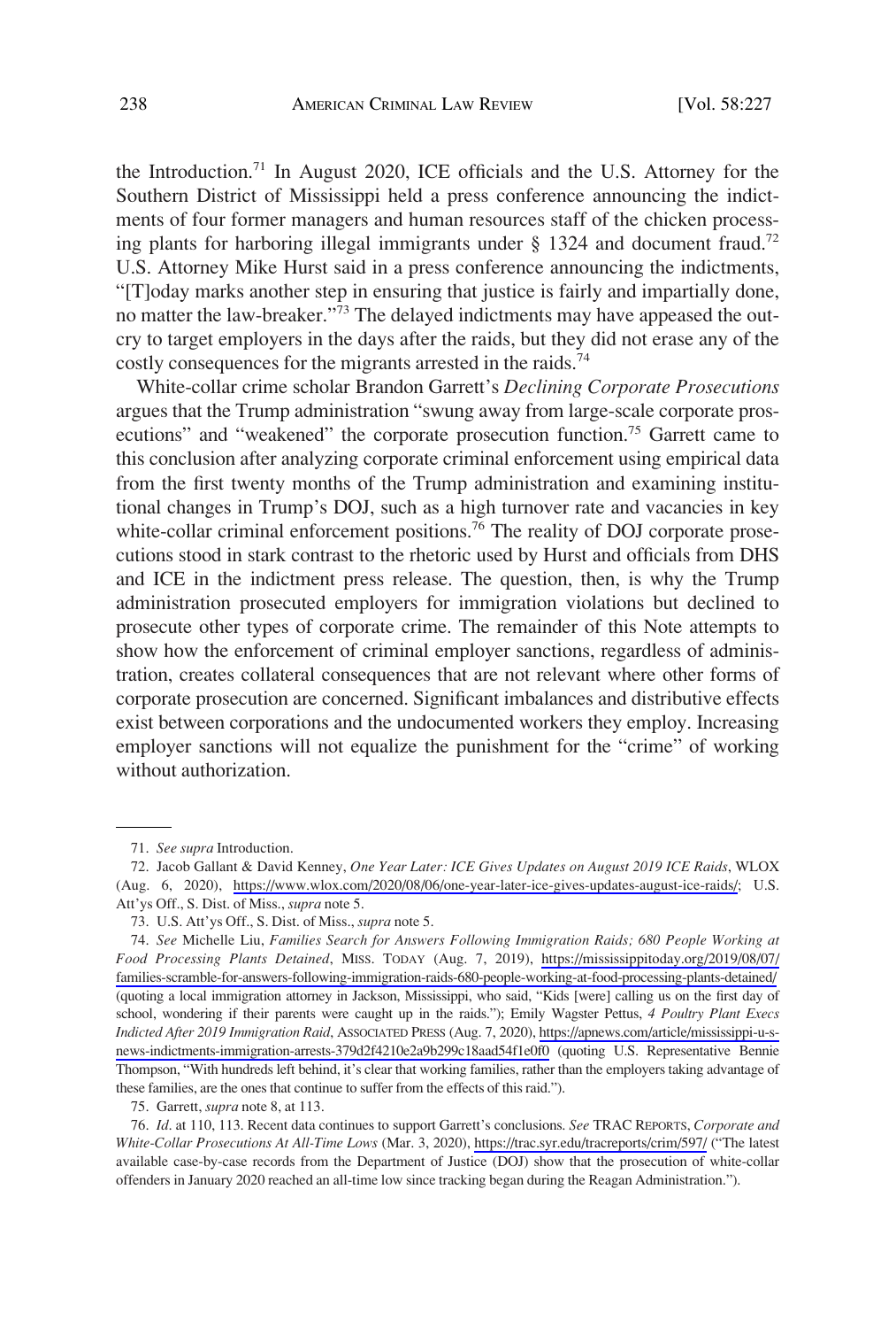the Introduction.[71] In August 2020, ICE officials and the U.S. Attorney for the Southern District of Mississippi held a press conference announcing the indictments of four former managers and human resources staff of the chicken processing plants for harboring illegal immigrants under § 1324 and document fraud.[72] U.S. Attorney Mike Hurst said in a press conference announcing the indictments, "[T]oday marks another step in ensuring that justice is fairly and impartially done, no matter the law-breaker."[73] The delayed indictments may have appeased the outcry to target employers in the days after the raids, but they did not erase any of the costly consequences for the migrants arrested in the raids.[74]

White-collar crime scholar Brandon Garrett's *Declining Corporate Prosecutions* argues that the Trump administration "swung away from large-scale corporate prosecutions" and "weakened" the corporate prosecution function.[75] Garrett came to this conclusion after analyzing corporate criminal enforcement using empirical data from the first twenty months of the Trump administration and examining institutional changes in Trump's DOJ, such as a high turnover rate and vacancies in key white-collar criminal enforcement positions.[76] The reality of DOJ corporate prosecutions stood in stark contrast to the rhetoric used by Hurst and officials from DHS and ICE in the indictment press release. The question, then, is why the Trump administration prosecuted employers for immigration violations but declined to prosecute other types of corporate crime. The remainder of this Note attempts to show how the enforcement of criminal employer sanctions, regardless of administration, creates collateral consequences that are not relevant where other forms of corporate prosecution are concerned. Significant imbalances and distributive effects exist between corporations and the undocumented workers they employ. Increasing employer sanctions will not equalize the punishment for the "crime" of working without authorization.

---

71. *See supra* Introduction.

72. Jacob Gallant & David Kenney, *One Year Later: ICE Gives Updates on August 2019 ICE Raids*, WLOX (Aug. 6, 2020), https://www.wlox.com/2020/08/06/one-year-later-ice-gives-updates-august-ice-raids/; U.S. Att'ys Off., S. Dist. of Miss., *supra* note 5.

73. U.S. Att'ys Off., S. Dist. of Miss., *supra* note 5.

74. *See* Michelle Liu, *Families Search for Answers Following Immigration Raids; 680 People Working at Food Processing Plants Detained*, MISS. TODAY (Aug. 7, 2019), https://mississippitoday.org/2019/08/07/families-scramble-for-answers-following-immigration-raids-680-people-working-at-food-processing-plants-detained/ (quoting a local immigration attorney in Jackson, Mississippi, who said, "Kids [were] calling us on the first day of school, wondering if their parents were caught up in the raids."); Emily Wagster Pettus, *4 Poultry Plant Execs Indicted After 2019 Immigration Raid*, ASSOCIATED PRESS (Aug. 7, 2020), https://apnews.com/article/mississippi-u-s-news-indictments-immigration-arrests-379d2f4210e2a9b299c18aad54f1e0f0 (quoting U.S. Representative Bennie Thompson, "With hundreds left behind, it's clear that working families, rather than the employers taking advantage of these families, are the ones that continue to suffer from the effects of this raid.").

75. Garrett, *supra* note 8, at 113.

76. *Id*. at 110, 113. Recent data continues to support Garrett's conclusions. *See* TRAC REPORTS, *Corporate and White-Collar Prosecutions At All-Time Lows* (Mar. 3, 2020), https://trac.syr.edu/tracreports/crim/597/ ("The latest available case-by-case records from the Department of Justice (DOJ) show that the prosecution of white-collar offenders in January 2020 reached an all-time low since tracking began during the Reagan Administration.").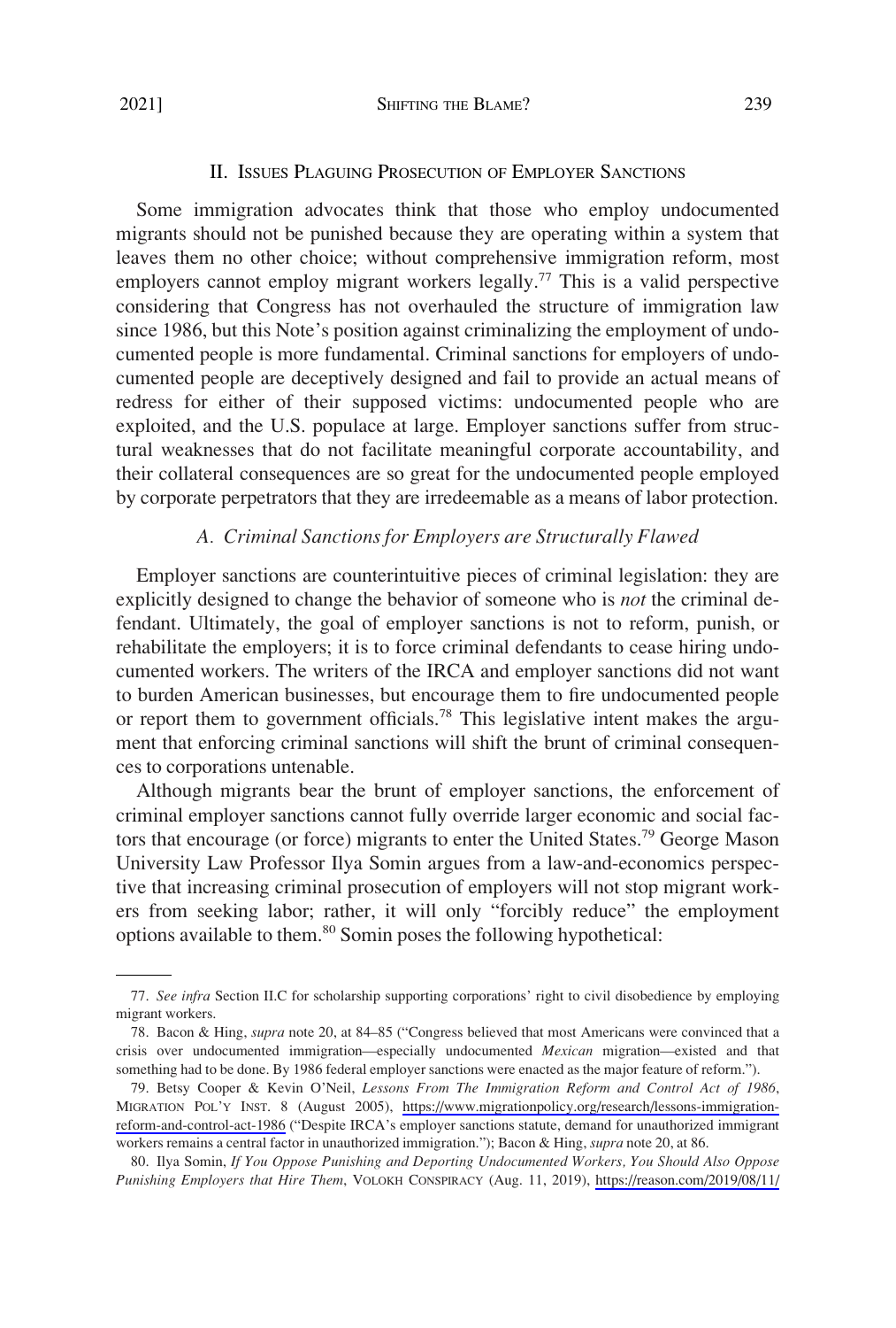## II. Issues Plaguing Prosecution of Employer Sanctions

Some immigration advocates think that those who employ undocumented migrants should not be punished because they are operating within a system that leaves them no other choice; without comprehensive immigration reform, most employers cannot employ migrant workers legally.[77] This is a valid perspective considering that Congress has not overhauled the structure of immigration law since 1986, but this Note's position against criminalizing the employment of undocumented people is more fundamental. Criminal sanctions for employers of undocumented people are deceptively designed and fail to provide an actual means of redress for either of their supposed victims: undocumented people who are exploited, and the U.S. populace at large. Employer sanctions suffer from structural weaknesses that do not facilitate meaningful corporate accountability, and their collateral consequences are so great for the undocumented people employed by corporate perpetrators that they are irredeemable as a means of labor protection.

### *A. Criminal Sanctions for Employers are Structurally Flawed*

Employer sanctions are counterintuitive pieces of criminal legislation: they are explicitly designed to change the behavior of someone who is *not* the criminal defendant. Ultimately, the goal of employer sanctions is not to reform, punish, or rehabilitate the employers; it is to force criminal defendants to cease hiring undocumented workers. The writers of the IRCA and employer sanctions did not want to burden American businesses, but encourage them to fire undocumented people or report them to government officials.[78] This legislative intent makes the argument that enforcing criminal sanctions will shift the brunt of criminal consequences to corporations untenable.

Although migrants bear the brunt of employer sanctions, the enforcement of criminal employer sanctions cannot fully override larger economic and social factors that encourage (or force) migrants to enter the United States.[79] George Mason University Law Professor Ilya Somin argues from a law-and-economics perspective that increasing criminal prosecution of employers will not stop migrant workers from seeking labor; rather, it will only "forcibly reduce" the employment options available to them.[80] Somin poses the following hypothetical:

---

77. *See infra* Section II.C for scholarship supporting corporations' right to civil disobedience by employing migrant workers.

78. Bacon & Hing, *supra* note 20, at 84–85 ("Congress believed that most Americans were convinced that a crisis over undocumented immigration—especially undocumented *Mexican* migration—existed and that something had to be done. By 1986 federal employer sanctions were enacted as the major feature of reform.").

79. Betsy Cooper & Kevin O'Neil, *Lessons From The Immigration Reform and Control Act of 1986*, Migration Pol'y Inst. 8 (August 2005), https://www.migrationpolicy.org/research/lessons-immigration-reform-and-control-act-1986 ("Despite IRCA's employer sanctions statute, demand for unauthorized immigrant workers remains a central factor in unauthorized immigration."); Bacon & Hing, *supra* note 20, at 86.

80. Ilya Somin, *If You Oppose Punishing and Deporting Undocumented Workers, You Should Also Oppose Punishing Employers that Hire Them*, Volokh Conspiracy (Aug. 11, 2019), https://reason.com/2019/08/11/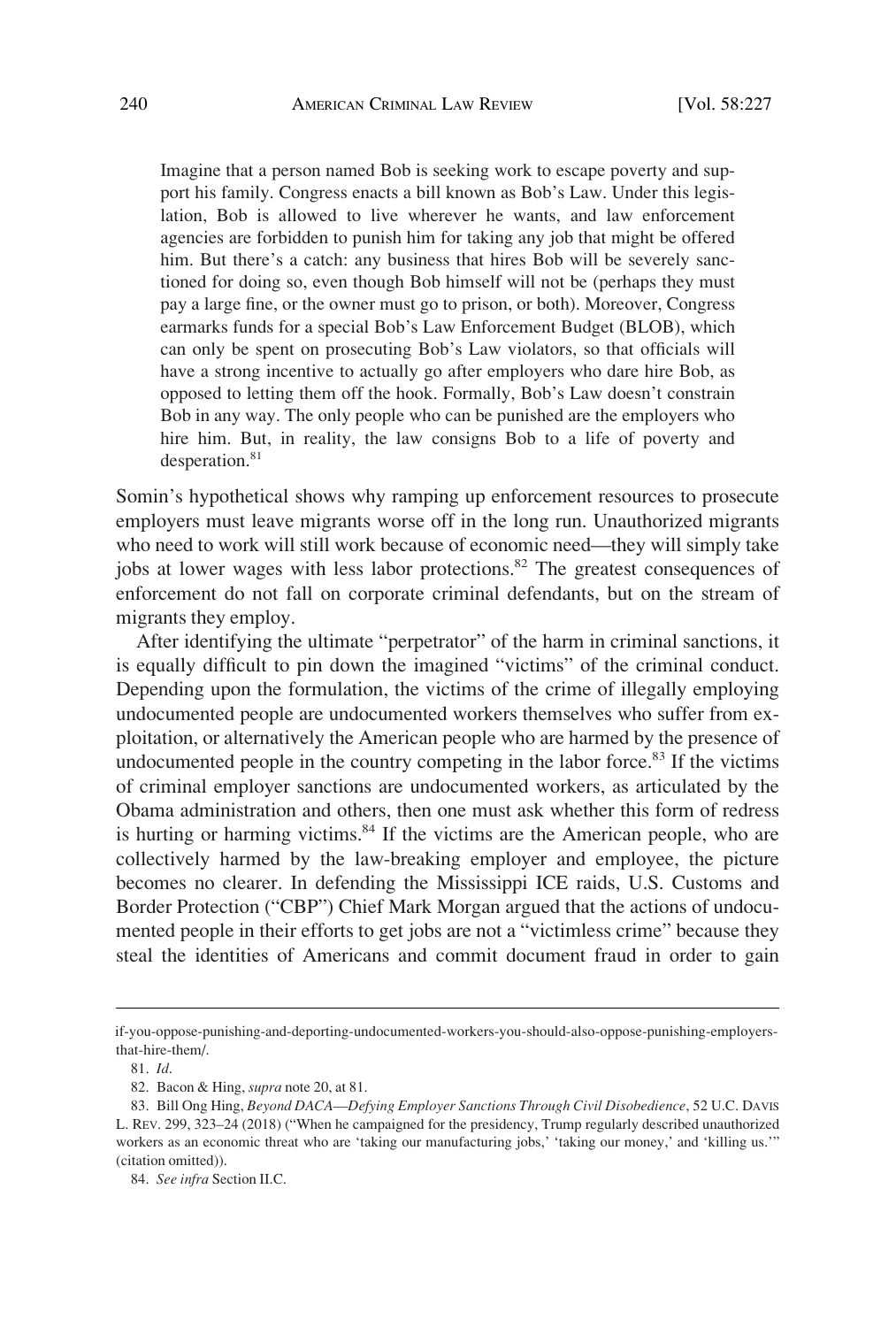> Imagine that a person named Bob is seeking work to escape poverty and support his family. Congress enacts a bill known as Bob's Law. Under this legislation, Bob is allowed to live wherever he wants, and law enforcement agencies are forbidden to punish him for taking any job that might be offered him. But there's a catch: any business that hires Bob will be severely sanctioned for doing so, even though Bob himself will not be (perhaps they must pay a large fine, or the owner must go to prison, or both). Moreover, Congress earmarks funds for a special Bob's Law Enforcement Budget (BLOB), which can only be spent on prosecuting Bob's Law violators, so that officials will have a strong incentive to actually go after employers who dare hire Bob, as opposed to letting them off the hook. Formally, Bob's Law doesn't constrain Bob in any way. The only people who can be punished are the employers who hire him. But, in reality, the law consigns Bob to a life of poverty and desperation.[81]

Somin's hypothetical shows why ramping up enforcement resources to prosecute employers must leave migrants worse off in the long run. Unauthorized migrants who need to work will still work because of economic need—they will simply take jobs at lower wages with less labor protections.[82] The greatest consequences of enforcement do not fall on corporate criminal defendants, but on the stream of migrants they employ.

After identifying the ultimate "perpetrator" of the harm in criminal sanctions, it is equally difficult to pin down the imagined "victims" of the criminal conduct. Depending upon the formulation, the victims of the crime of illegally employing undocumented people are undocumented workers themselves who suffer from exploitation, or alternatively the American people who are harmed by the presence of undocumented people in the country competing in the labor force.[83] If the victims of criminal employer sanctions are undocumented workers, as articulated by the Obama administration and others, then one must ask whether this form of redress is hurting or harming victims.[84] If the victims are the American people, who are collectively harmed by the law-breaking employer and employee, the picture becomes no clearer. In defending the Mississippi ICE raids, U.S. Customs and Border Protection ("CBP") Chief Mark Morgan argued that the actions of undocumented people in their efforts to get jobs are not a "victimless crime" because they steal the identities of Americans and commit document fraud in order to gain

---

if-you-oppose-punishing-and-deporting-undocumented-workers-you-should-also-oppose-punishing-employers-that-hire-them/.

81. *Id*.

82. Bacon & Hing, *supra* note 20, at 81.

83. Bill Ong Hing, *Beyond DACA—Defying Employer Sanctions Through Civil Disobedience*, 52 U.C. DAVIS L. REV. 299, 323–24 (2018) ("When he campaigned for the presidency, Trump regularly described unauthorized workers as an economic threat who are 'taking our manufacturing jobs,' 'taking our money,' and 'killing us.'" (citation omitted)).

84. *See infra* Section II.C.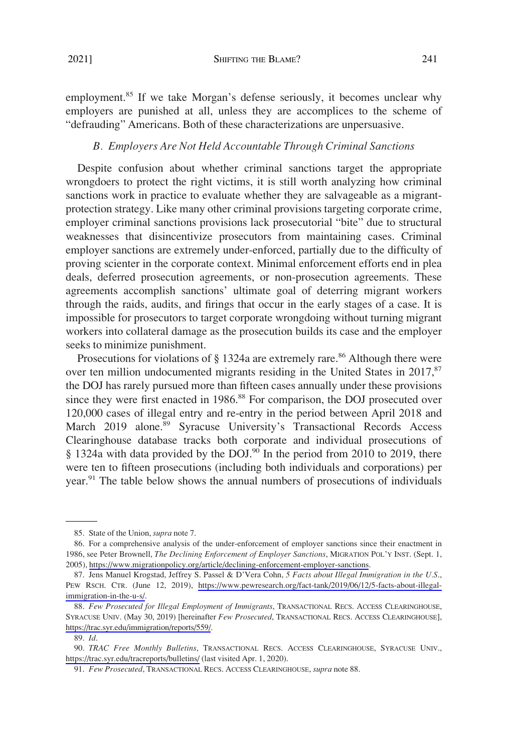employment.[85] If we take Morgan's defense seriously, it becomes unclear why employers are punished at all, unless they are accomplices to the scheme of "defrauding" Americans. Both of these characterizations are unpersuasive.

### *B. Employers Are Not Held Accountable Through Criminal Sanctions*

Despite confusion about whether criminal sanctions target the appropriate wrongdoers to protect the right victims, it is still worth analyzing how criminal sanctions work in practice to evaluate whether they are salvageable as a migrant-protection strategy. Like many other criminal provisions targeting corporate crime, employer criminal sanctions provisions lack prosecutorial "bite" due to structural weaknesses that disincentivize prosecutors from maintaining cases. Criminal employer sanctions are extremely under-enforced, partially due to the difficulty of proving scienter in the corporate context. Minimal enforcement efforts end in plea deals, deferred prosecution agreements, or non-prosecution agreements. These agreements accomplish sanctions' ultimate goal of deterring migrant workers through the raids, audits, and firings that occur in the early stages of a case. It is impossible for prosecutors to target corporate wrongdoing without turning migrant workers into collateral damage as the prosecution builds its case and the employer seeks to minimize punishment.

Prosecutions for violations of § 1324a are extremely rare.[86] Although there were over ten million undocumented migrants residing in the United States in 2017,[87] the DOJ has rarely pursued more than fifteen cases annually under these provisions since they were first enacted in 1986.[88] For comparison, the DOJ prosecuted over 120,000 cases of illegal entry and re-entry in the period between April 2018 and March 2019 alone.[89] Syracuse University's Transactional Records Access Clearinghouse database tracks both corporate and individual prosecutions of § 1324a with data provided by the DOJ.[90] In the period from 2010 to 2019, there were ten to fifteen prosecutions (including both individuals and corporations) per year.[91] The table below shows the annual numbers of prosecutions of individuals

---

85. State of the Union, *supra* note 7.

86. For a comprehensive analysis of the under-enforcement of employer sanctions since their enactment in 1986, see Peter Brownell, *The Declining Enforcement of Employer Sanctions*, MIGRATION POL'Y INST. (Sept. 1, 2005), https://www.migrationpolicy.org/article/declining-enforcement-employer-sanctions.

87. Jens Manuel Krogstad, Jeffrey S. Passel & D'Vera Cohn, *5 Facts about Illegal Immigration in the U.S.*, PEW RSCH. CTR. (June 12, 2019), https://www.pewresearch.org/fact-tank/2019/06/12/5-facts-about-illegal-immigration-in-the-u-s/.

88. *Few Prosecuted for Illegal Employment of Immigrants*, TRANSACTIONAL RECS. ACCESS CLEARINGHOUSE, SYRACUSE UNIV. (May 30, 2019) [hereinafter *Few Prosecuted*, TRANSACTIONAL RECS. ACCESS CLEARINGHOUSE], https://trac.syr.edu/immigration/reports/559/.

89. *Id.*

90. *TRAC Free Monthly Bulletins*, TRANSACTIONAL RECS. ACCESS CLEARINGHOUSE, SYRACUSE UNIV., https://trac.syr.edu/tracreports/bulletins/ (last visited Apr. 1, 2020).

91. *Few Prosecuted*, TRANSACTIONAL RECS. ACCESS CLEARINGHOUSE, *supra* note 88.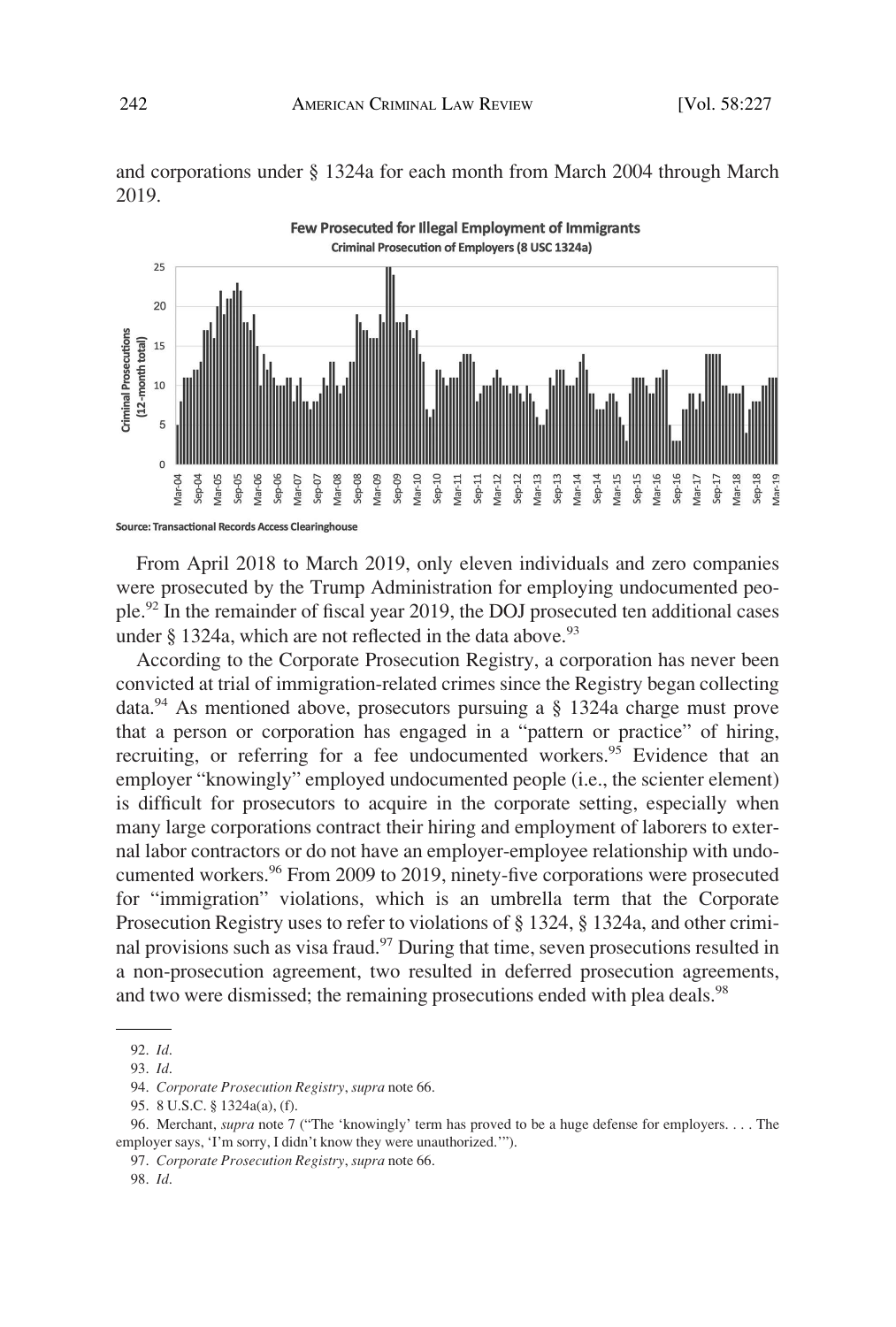and corporations under § 1324a for each month from March 2004 through March 2019.

**Few Prosecuted for Illegal Employment of Immigrants**
**Criminal Prosecution of Employers (8 USC 1324a)**

Source: Transactional Records Access Clearinghouse

From April 2018 to March 2019, only eleven individuals and zero companies were prosecuted by the Trump Administration for employing undocumented people.[92] In the remainder of fiscal year 2019, the DOJ prosecuted ten additional cases under § 1324a, which are not reflected in the data above.[93]

According to the Corporate Prosecution Registry, a corporation has never been convicted at trial of immigration-related crimes since the Registry began collecting data.[94] As mentioned above, prosecutors pursuing a § 1324a charge must prove that a person or corporation has engaged in a "pattern or practice" of hiring, recruiting, or referring for a fee undocumented workers.[95] Evidence that an employer "knowingly" employed undocumented people (i.e., the scienter element) is difficult for prosecutors to acquire in the corporate setting, especially when many large corporations contract their hiring and employment of laborers to external labor contractors or do not have an employer-employee relationship with undocumented workers.[96] From 2009 to 2019, ninety-five corporations were prosecuted for "immigration" violations, which is an umbrella term that the Corporate Prosecution Registry uses to refer to violations of § 1324, § 1324a, and other criminal provisions such as visa fraud.[97] During that time, seven prosecutions resulted in a non-prosecution agreement, two resulted in deferred prosecution agreements, and two were dismissed; the remaining prosecutions ended with plea deals.[98]

---

92. *Id*.

93. *Id*.

94. *Corporate Prosecution Registry*, *supra* note 66.

95. 8 U.S.C. § 1324a(a), (f).

96. Merchant, *supra* note 7 ("The 'knowingly' term has proved to be a huge defense for employers. . . . The employer says, 'I'm sorry, I didn't know they were unauthorized.'").

97. *Corporate Prosecution Registry*, *supra* note 66.

98. *Id*.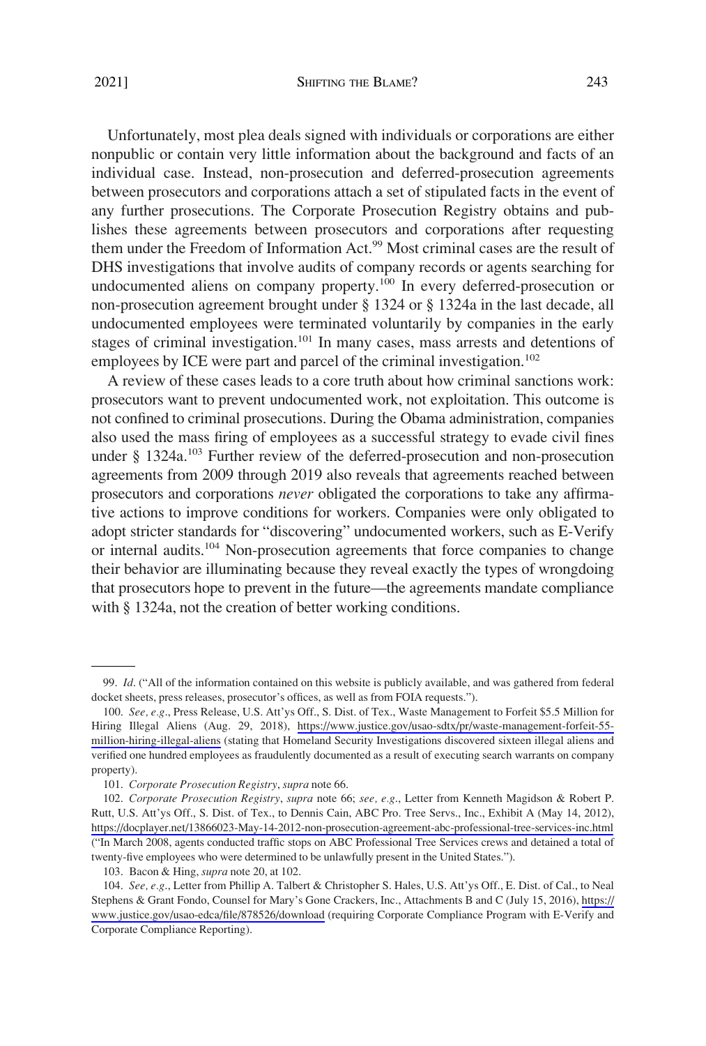Unfortunately, most plea deals signed with individuals or corporations are either nonpublic or contain very little information about the background and facts of an individual case. Instead, non-prosecution and deferred-prosecution agreements between prosecutors and corporations attach a set of stipulated facts in the event of any further prosecutions. The Corporate Prosecution Registry obtains and publishes these agreements between prosecutors and corporations after requesting them under the Freedom of Information Act.[99] Most criminal cases are the result of DHS investigations that involve audits of company records or agents searching for undocumented aliens on company property.[100] In every deferred-prosecution or non-prosecution agreement brought under § 1324 or § 1324a in the last decade, all undocumented employees were terminated voluntarily by companies in the early stages of criminal investigation.[101] In many cases, mass arrests and detentions of employees by ICE were part and parcel of the criminal investigation.[102]

A review of these cases leads to a core truth about how criminal sanctions work: prosecutors want to prevent undocumented work, not exploitation. This outcome is not confined to criminal prosecutions. During the Obama administration, companies also used the mass firing of employees as a successful strategy to evade civil fines under § 1324a.[103] Further review of the deferred-prosecution and non-prosecution agreements from 2009 through 2019 also reveals that agreements reached between prosecutors and corporations *never* obligated the corporations to take any affirmative actions to improve conditions for workers. Companies were only obligated to adopt stricter standards for "discovering" undocumented workers, such as E-Verify or internal audits.[104] Non-prosecution agreements that force companies to change their behavior are illuminating because they reveal exactly the types of wrongdoing that prosecutors hope to prevent in the future—the agreements mandate compliance with § 1324a, not the creation of better working conditions.

---

99. *Id*. ("All of the information contained on this website is publicly available, and was gathered from federal docket sheets, press releases, prosecutor's offices, as well as from FOIA requests.").

100. *See, e.g*., Press Release, U.S. Att'ys Off., S. Dist. of Tex., Waste Management to Forfeit $5.5 Million for Hiring Illegal Aliens (Aug. 29, 2018), https://www.justice.gov/usao-sdtx/pr/waste-management-forfeit-55-million-hiring-illegal-aliens (stating that Homeland Security Investigations discovered sixteen illegal aliens and verified one hundred employees as fraudulently documented as a result of executing search warrants on company property).

101. *Corporate Prosecution Registry*, *supra* note 66.

102. *Corporate Prosecution Registry*, *supra* note 66; *see, e.g*., Letter from Kenneth Magidson & Robert P. Rutt, U.S. Att'ys Off., S. Dist. of Tex., to Dennis Cain, ABC Pro. Tree Servs., Inc., Exhibit A (May 14, 2012), https://docplayer.net/13866023-May-14-2012-non-prosecution-agreement-abc-professional-tree-services-inc.html ("In March 2008, agents conducted traffic stops on ABC Professional Tree Services crews and detained a total of twenty-five employees who were determined to be unlawfully present in the United States.").

103. Bacon & Hing, *supra* note 20, at 102.

104. *See, e.g*., Letter from Phillip A. Talbert & Christopher S. Hales, U.S. Att'ys Off., E. Dist. of Cal., to Neal Stephens & Grant Fondo, Counsel for Mary's Gone Crackers, Inc., Attachments B and C (July 15, 2016), https://www.justice.gov/usao-edca/file/878526/download (requiring Corporate Compliance Program with E-Verify and Corporate Compliance Reporting).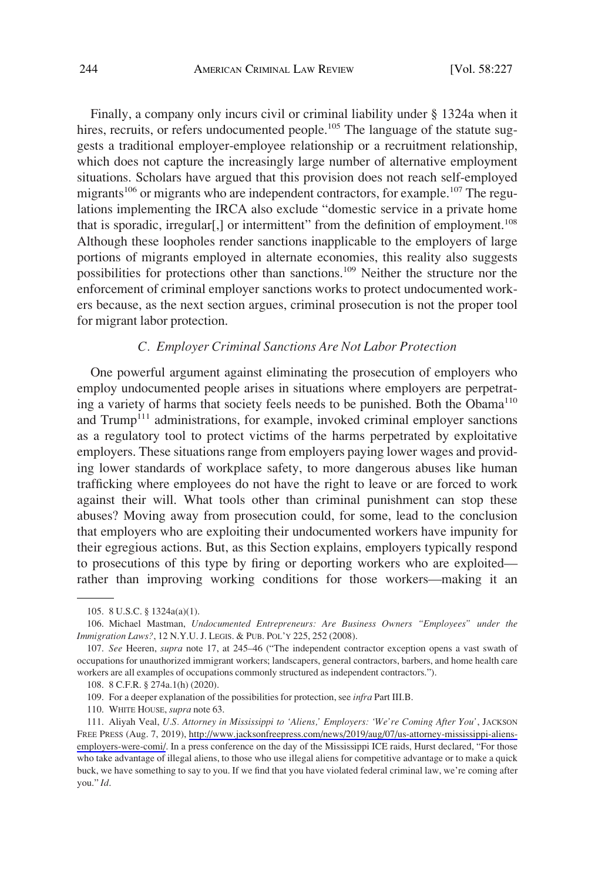Finally, a company only incurs civil or criminal liability under § 1324a when it hires, recruits, or refers undocumented people.[105] The language of the statute suggests a traditional employer-employee relationship or a recruitment relationship, which does not capture the increasingly large number of alternative employment situations. Scholars have argued that this provision does not reach self-employed migrants[106] or migrants who are independent contractors, for example.[107] The regulations implementing the IRCA also exclude "domestic service in a private home that is sporadic, irregular[,] or intermittent" from the definition of employment.[108] Although these loopholes render sanctions inapplicable to the employers of large portions of migrants employed in alternate economies, this reality also suggests possibilities for protections other than sanctions.[109] Neither the structure nor the enforcement of criminal employer sanctions works to protect undocumented workers because, as the next section argues, criminal prosecution is not the proper tool for migrant labor protection.

### *C. Employer Criminal Sanctions Are Not Labor Protection*

One powerful argument against eliminating the prosecution of employers who employ undocumented people arises in situations where employers are perpetrating a variety of harms that society feels needs to be punished. Both the Obama[110] and Trump[111] administrations, for example, invoked criminal employer sanctions as a regulatory tool to protect victims of the harms perpetrated by exploitative employers. These situations range from employers paying lower wages and providing lower standards of workplace safety, to more dangerous abuses like human trafficking where employees do not have the right to leave or are forced to work against their will. What tools other than criminal punishment can stop these abuses? Moving away from prosecution could, for some, lead to the conclusion that employers who are exploiting their undocumented workers have impunity for their egregious actions. But, as this Section explains, employers typically respond to prosecutions of this type by firing or deporting workers who are exploited—rather than improving working conditions for those workers—making it an

---

105. 8 U.S.C. § 1324a(a)(1).

106. Michael Mastman, *Undocumented Entrepreneurs: Are Business Owners "Employees" under the Immigration Laws?*, 12 N.Y.U. J. LEGIS. & PUB. POL'Y 225, 252 (2008).

107. *See* Heeren, *supra* note 17, at 245–46 ("The independent contractor exception opens a vast swath of occupations for unauthorized immigrant workers; landscapers, general contractors, barbers, and home health care workers are all examples of occupations commonly structured as independent contractors.").

108. 8 C.F.R. § 274a.1(h) (2020).

109. For a deeper explanation of the possibilities for protection, see *infra* Part III.B.

110. WHITE HOUSE, *supra* note 63.

111. Aliyah Veal, *U.S. Attorney in Mississippi to 'Aliens,' Employers: 'We're Coming After You'*, JACKSON FREE PRESS (Aug. 7, 2019), http://www.jacksonfreepress.com/news/2019/aug/07/us-attorney-mississippi-aliens-employers-were-comi/. In a press conference on the day of the Mississippi ICE raids, Hurst declared, "For those who take advantage of illegal aliens, to those who use illegal aliens for competitive advantage or to make a quick buck, we have something to say to you. If we find that you have violated federal criminal law, we're coming after you." *Id*.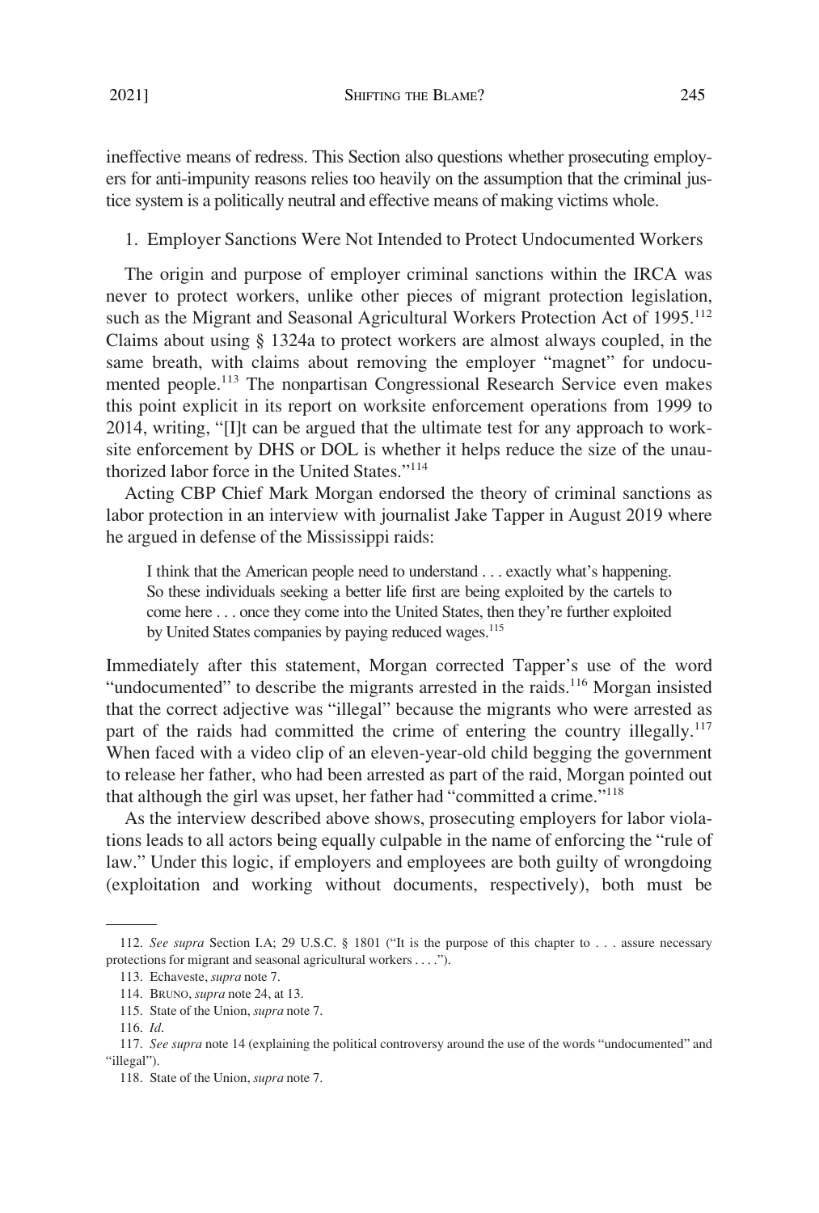ineffective means of redress. This Section also questions whether prosecuting employers for anti-impunity reasons relies too heavily on the assumption that the criminal justice system is a politically neutral and effective means of making victims whole.

### 1. Employer Sanctions Were Not Intended to Protect Undocumented Workers

The origin and purpose of employer criminal sanctions within the IRCA was never to protect workers, unlike other pieces of migrant protection legislation, such as the Migrant and Seasonal Agricultural Workers Protection Act of 1995.[112] Claims about using § 1324a to protect workers are almost always coupled, in the same breath, with claims about removing the employer "magnet" for undocumented people.[113] The nonpartisan Congressional Research Service even makes this point explicit in its report on worksite enforcement operations from 1999 to 2014, writing, "[I]t can be argued that the ultimate test for any approach to worksite enforcement by DHS or DOL is whether it helps reduce the size of the unauthorized labor force in the United States."[114]

Acting CBP Chief Mark Morgan endorsed the theory of criminal sanctions as labor protection in an interview with journalist Jake Tapper in August 2019 where he argued in defense of the Mississippi raids:

> I think that the American people need to understand . . . exactly what's happening. So these individuals seeking a better life first are being exploited by the cartels to come here . . . once they come into the United States, then they're further exploited by United States companies by paying reduced wages.[115]

Immediately after this statement, Morgan corrected Tapper's use of the word "undocumented" to describe the migrants arrested in the raids.[116] Morgan insisted that the correct adjective was "illegal" because the migrants who were arrested as part of the raids had committed the crime of entering the country illegally.[117] When faced with a video clip of an eleven-year-old child begging the government to release her father, who had been arrested as part of the raid, Morgan pointed out that although the girl was upset, her father had "committed a crime."[118]

As the interview described above shows, prosecuting employers for labor violations leads to all actors being equally culpable in the name of enforcing the "rule of law." Under this logic, if employers and employees are both guilty of wrongdoing (exploitation and working without documents, respectively), both must be

---

112. *See supra* Section I.A; 29 U.S.C. § 1801 ("It is the purpose of this chapter to . . . assure necessary protections for migrant and seasonal agricultural workers . . . .").

113. Echaveste, *supra* note 7.

114. BRUNO, *supra* note 24, at 13.

115. State of the Union, *supra* note 7.

116. *Id.*

117. *See supra* note 14 (explaining the political controversy around the use of the words "undocumented" and "illegal").

118. State of the Union, *supra* note 7.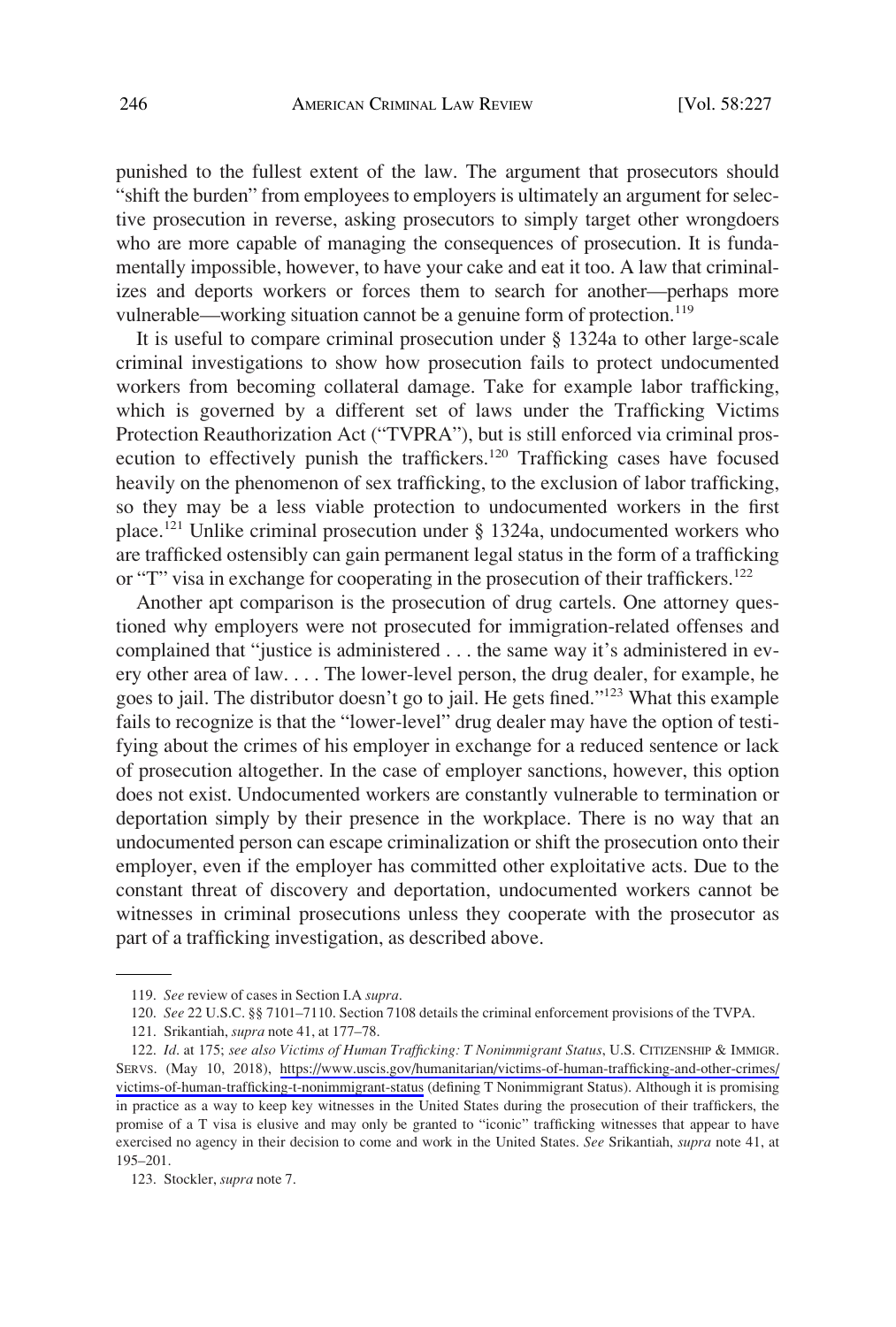punished to the fullest extent of the law. The argument that prosecutors should "shift the burden" from employees to employers is ultimately an argument for selective prosecution in reverse, asking prosecutors to simply target other wrongdoers who are more capable of managing the consequences of prosecution. It is fundamentally impossible, however, to have your cake and eat it too. A law that criminalizes and deports workers or forces them to search for another—perhaps more vulnerable—working situation cannot be a genuine form of protection.[119]

It is useful to compare criminal prosecution under § 1324a to other large-scale criminal investigations to show how prosecution fails to protect undocumented workers from becoming collateral damage. Take for example labor trafficking, which is governed by a different set of laws under the Trafficking Victims Protection Reauthorization Act ("TVPRA"), but is still enforced via criminal prosecution to effectively punish the traffickers.[120] Trafficking cases have focused heavily on the phenomenon of sex trafficking, to the exclusion of labor trafficking, so they may be a less viable protection to undocumented workers in the first place.[121] Unlike criminal prosecution under § 1324a, undocumented workers who are trafficked ostensibly can gain permanent legal status in the form of a trafficking or "T" visa in exchange for cooperating in the prosecution of their traffickers.[122]

Another apt comparison is the prosecution of drug cartels. One attorney questioned why employers were not prosecuted for immigration-related offenses and complained that "justice is administered . . . the same way it's administered in every other area of law. . . . The lower-level person, the drug dealer, for example, he goes to jail. The distributor doesn't go to jail. He gets fined."[123] What this example fails to recognize is that the "lower-level" drug dealer may have the option of testifying about the crimes of his employer in exchange for a reduced sentence or lack of prosecution altogether. In the case of employer sanctions, however, this option does not exist. Undocumented workers are constantly vulnerable to termination or deportation simply by their presence in the workplace. There is no way that an undocumented person can escape criminalization or shift the prosecution onto their employer, even if the employer has committed other exploitative acts. Due to the constant threat of discovery and deportation, undocumented workers cannot be witnesses in criminal prosecutions unless they cooperate with the prosecutor as part of a trafficking investigation, as described above.

---

119. *See* review of cases in Section I.A *supra*.

120. *See* 22 U.S.C. §§ 7101–7110. Section 7108 details the criminal enforcement provisions of the TVPA.

121. Srikantiah, *supra* note 41, at 177–78.

122. *Id.* at 175; *see also Victims of Human Trafficking: T Nonimmigrant Status*, U.S. CITIZENSHIP & IMMIGR. SERVS. (May 10, 2018), https://www.uscis.gov/humanitarian/victims-of-human-trafficking-and-other-crimes/victims-of-human-trafficking-t-nonimmigrant-status (defining T Nonimmigrant Status). Although it is promising in practice as a way to keep key witnesses in the United States during the prosecution of their traffickers, the promise of a T visa is elusive and may only be granted to "iconic" trafficking witnesses that appear to have exercised no agency in their decision to come and work in the United States. *See* Srikantiah, *supra* note 41, at 195–201.

123. Stockler, *supra* note 7.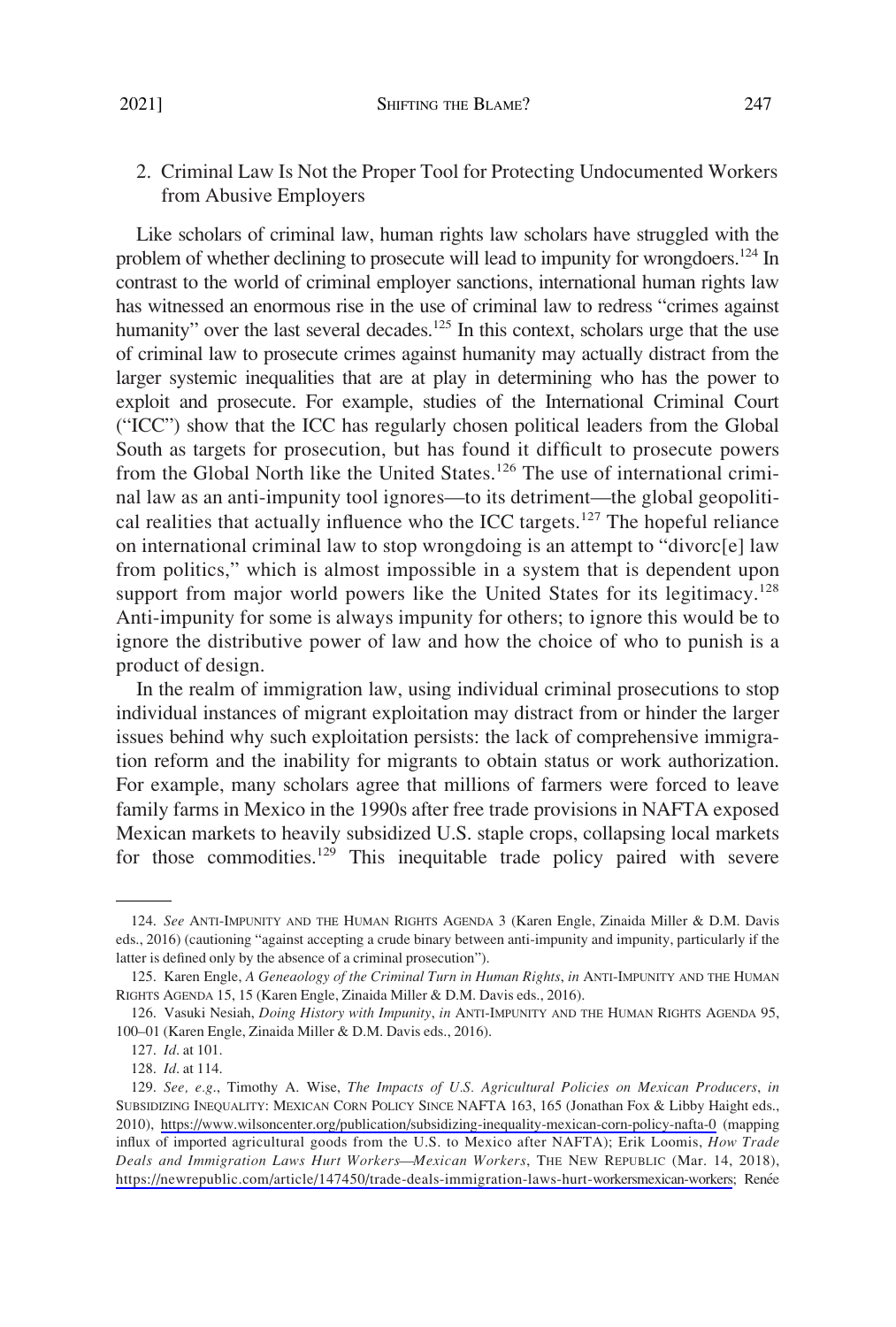2. Criminal Law Is Not the Proper Tool for Protecting Undocumented Workers from Abusive Employers

Like scholars of criminal law, human rights law scholars have struggled with the problem of whether declining to prosecute will lead to impunity for wrongdoers.[124] In contrast to the world of criminal employer sanctions, international human rights law has witnessed an enormous rise in the use of criminal law to redress "crimes against humanity" over the last several decades.[125] In this context, scholars urge that the use of criminal law to prosecute crimes against humanity may actually distract from the larger systemic inequalities that are at play in determining who has the power to exploit and prosecute. For example, studies of the International Criminal Court ("ICC") show that the ICC has regularly chosen political leaders from the Global South as targets for prosecution, but has found it difficult to prosecute powers from the Global North like the United States.[126] The use of international criminal law as an anti-impunity tool ignores—to its detriment—the global geopolitical realities that actually influence who the ICC targets.[127] The hopeful reliance on international criminal law to stop wrongdoing is an attempt to "divorc[e] law from politics," which is almost impossible in a system that is dependent upon support from major world powers like the United States for its legitimacy.[128] Anti-impunity for some is always impunity for others; to ignore this would be to ignore the distributive power of law and how the choice of who to punish is a product of design.

In the realm of immigration law, using individual criminal prosecutions to stop individual instances of migrant exploitation may distract from or hinder the larger issues behind why such exploitation persists: the lack of comprehensive immigration reform and the inability for migrants to obtain status or work authorization. For example, many scholars agree that millions of farmers were forced to leave family farms in Mexico in the 1990s after free trade provisions in NAFTA exposed Mexican markets to heavily subsidized U.S. staple crops, collapsing local markets for those commodities.[129] This inequitable trade policy paired with severe

---

124. *See* ANTI-IMPUNITY AND THE HUMAN RIGHTS AGENDA 3 (Karen Engle, Zinaida Miller & D.M. Davis eds., 2016) (cautioning "against accepting a crude binary between anti-impunity and impunity, particularly if the latter is defined only by the absence of a criminal prosecution").

125. Karen Engle, *A Geneaology of the Criminal Turn in Human Rights*, *in* ANTI-IMPUNITY AND THE HUMAN RIGHTS AGENDA 15, 15 (Karen Engle, Zinaida Miller & D.M. Davis eds., 2016).

126. Vasuki Nesiah, *Doing History with Impunity*, *in* ANTI-IMPUNITY AND THE HUMAN RIGHTS AGENDA 95, 100–01 (Karen Engle, Zinaida Miller & D.M. Davis eds., 2016).

127. *Id.* at 101.

128. *Id.* at 114.

129. *See, e.g.*, Timothy A. Wise, *The Impacts of U.S. Agricultural Policies on Mexican Producers*, *in* SUBSIDIZING INEQUALITY: MEXICAN CORN POLICY SINCE NAFTA 163, 165 (Jonathan Fox & Libby Haight eds., 2010), https://www.wilsoncenter.org/publication/subsidizing-inequality-mexican-corn-policy-nafta-0 (mapping influx of imported agricultural goods from the U.S. to Mexico after NAFTA); Erik Loomis, *How Trade Deals and Immigration Laws Hurt Workers—Mexican Workers*, THE NEW REPUBLIC (Mar. 14, 2018), https://newrepublic.com/article/147450/trade-deals-immigration-laws-hurt-workersmexican-workers; Renée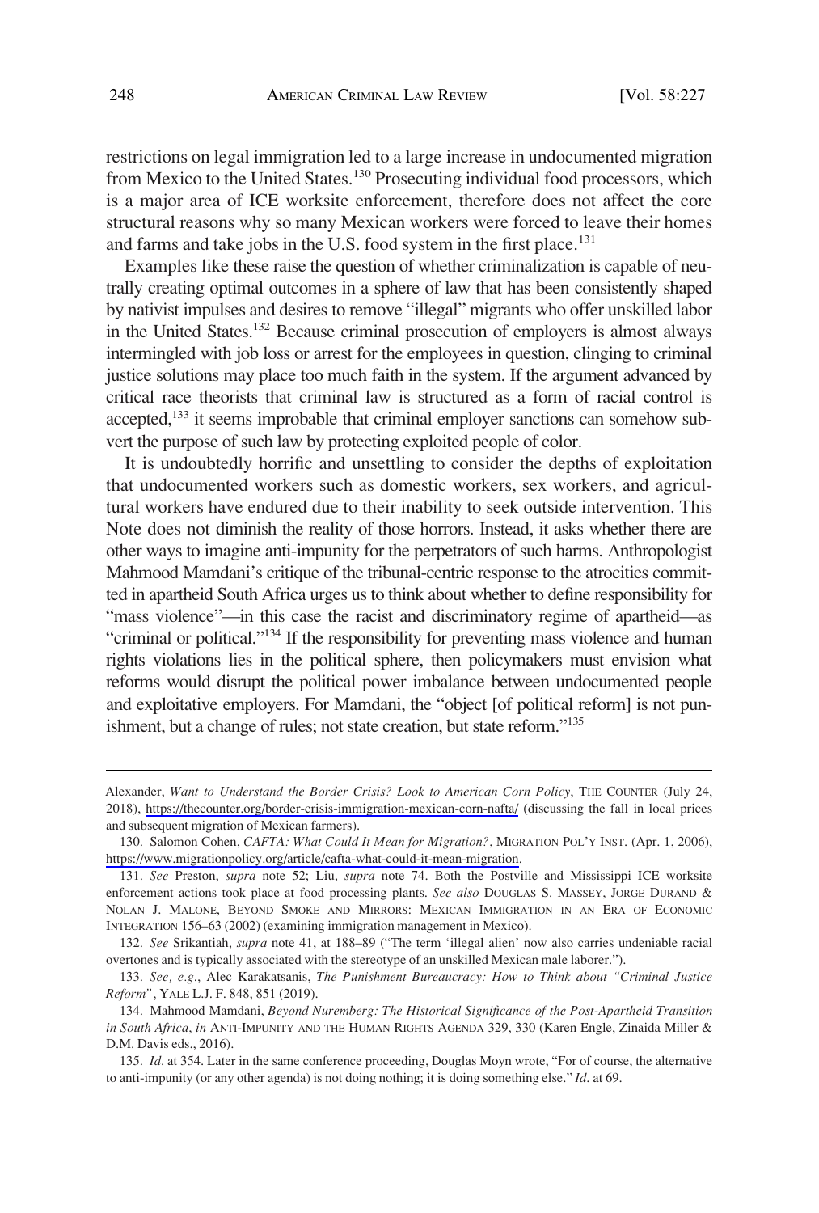restrictions on legal immigration led to a large increase in undocumented migration from Mexico to the United States.[130] Prosecuting individual food processors, which is a major area of ICE worksite enforcement, therefore does not affect the core structural reasons why so many Mexican workers were forced to leave their homes and farms and take jobs in the U.S. food system in the first place.[131]

Examples like these raise the question of whether criminalization is capable of neutrally creating optimal outcomes in a sphere of law that has been consistently shaped by nativist impulses and desires to remove "illegal" migrants who offer unskilled labor in the United States.[132] Because criminal prosecution of employers is almost always intermingled with job loss or arrest for the employees in question, clinging to criminal justice solutions may place too much faith in the system. If the argument advanced by critical race theorists that criminal law is structured as a form of racial control is accepted,[133] it seems improbable that criminal employer sanctions can somehow subvert the purpose of such law by protecting exploited people of color.

It is undoubtedly horrific and unsettling to consider the depths of exploitation that undocumented workers such as domestic workers, sex workers, and agricultural workers have endured due to their inability to seek outside intervention. This Note does not diminish the reality of those horrors. Instead, it asks whether there are other ways to imagine anti-impunity for the perpetrators of such harms. Anthropologist Mahmood Mamdani's critique of the tribunal-centric response to the atrocities committed in apartheid South Africa urges us to think about whether to define responsibility for "mass violence"—in this case the racist and discriminatory regime of apartheid—as "criminal or political."[134] If the responsibility for preventing mass violence and human rights violations lies in the political sphere, then policymakers must envision what reforms would disrupt the political power imbalance between undocumented people and exploitative employers. For Mamdani, the "object [of political reform] is not punishment, but a change of rules; not state creation, but state reform."[135]

---

Alexander, *Want to Understand the Border Crisis? Look to American Corn Policy*, THE COUNTER (July 24, 2018), https://thecounter.org/border-crisis-immigration-mexican-corn-nafta/ (discussing the fall in local prices and subsequent migration of Mexican farmers).

130. Salomon Cohen, *CAFTA: What Could It Mean for Migration?*, MIGRATION POL'Y INST. (Apr. 1, 2006), https://www.migrationpolicy.org/article/cafta-what-could-it-mean-migration.

131. *See* Preston, *supra* note 52; Liu, *supra* note 74. Both the Postville and Mississippi ICE worksite enforcement actions took place at food processing plants. *See also* DOUGLAS S. MASSEY, JORGE DURAND & NOLAN J. MALONE, BEYOND SMOKE AND MIRRORS: MEXICAN IMMIGRATION IN AN ERA OF ECONOMIC INTEGRATION 156–63 (2002) (examining immigration management in Mexico).

132. *See* Srikantiah, *supra* note 41, at 188–89 ("The term 'illegal alien' now also carries undeniable racial overtones and is typically associated with the stereotype of an unskilled Mexican male laborer.").

133. *See, e.g.*, Alec Karakatsanis, *The Punishment Bureaucracy: How to Think about "Criminal Justice Reform"*, YALE L.J. F. 848, 851 (2019).

134. Mahmood Mamdani, *Beyond Nuremberg: The Historical Significance of the Post-Apartheid Transition in South Africa*, *in* ANTI-IMPUNITY AND THE HUMAN RIGHTS AGENDA 329, 330 (Karen Engle, Zinaida Miller & D.M. Davis eds., 2016).

135. *Id.* at 354. Later in the same conference proceeding, Douglas Moyn wrote, "For of course, the alternative to anti-impunity (or any other agenda) is not doing nothing; it is doing something else." *Id.* at 69.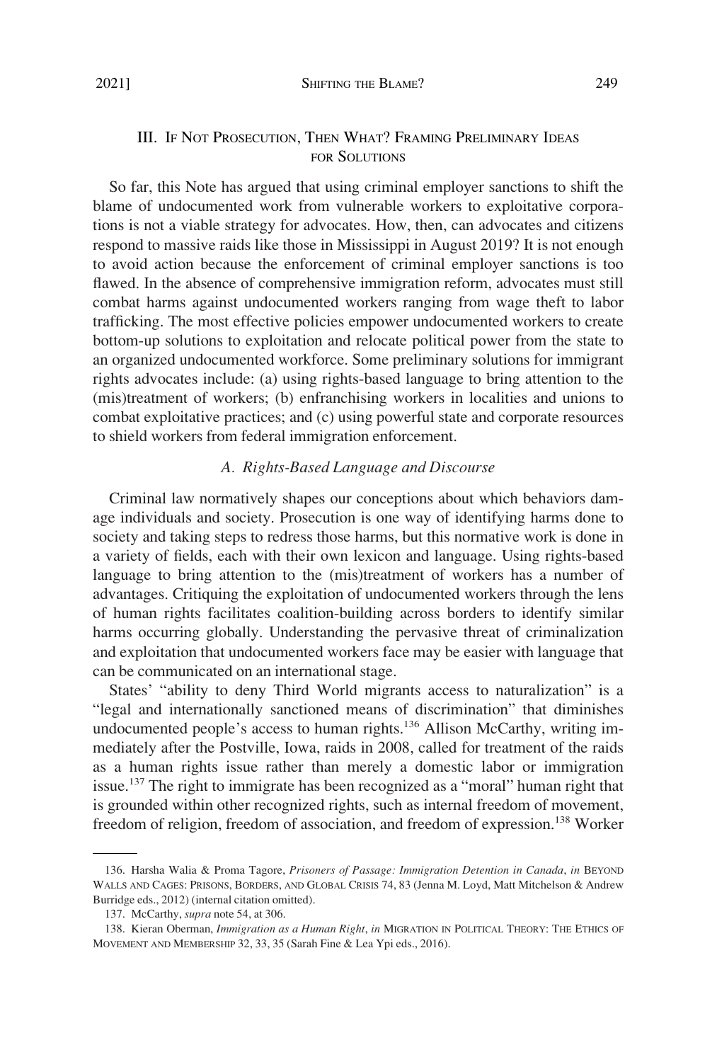## III. If Not Prosecution, Then What? Framing Preliminary Ideas for Solutions

So far, this Note has argued that using criminal employer sanctions to shift the blame of undocumented work from vulnerable workers to exploitative corporations is not a viable strategy for advocates. How, then, can advocates and citizens respond to massive raids like those in Mississippi in August 2019? It is not enough to avoid action because the enforcement of criminal employer sanctions is too flawed. In the absence of comprehensive immigration reform, advocates must still combat harms against undocumented workers ranging from wage theft to labor trafficking. The most effective policies empower undocumented workers to create bottom-up solutions to exploitation and relocate political power from the state to an organized undocumented workforce. Some preliminary solutions for immigrant rights advocates include: (a) using rights-based language to bring attention to the (mis)treatment of workers; (b) enfranchising workers in localities and unions to combat exploitative practices; and (c) using powerful state and corporate resources to shield workers from federal immigration enforcement.

### *A. Rights-Based Language and Discourse*

Criminal law normatively shapes our conceptions about which behaviors damage individuals and society. Prosecution is one way of identifying harms done to society and taking steps to redress those harms, but this normative work is done in a variety of fields, each with their own lexicon and language. Using rights-based language to bring attention to the (mis)treatment of workers has a number of advantages. Critiquing the exploitation of undocumented workers through the lens of human rights facilitates coalition-building across borders to identify similar harms occurring globally. Understanding the pervasive threat of criminalization and exploitation that undocumented workers face may be easier with language that can be communicated on an international stage.

States' "ability to deny Third World migrants access to naturalization" is a "legal and internationally sanctioned means of discrimination" that diminishes undocumented people's access to human rights.[136] Allison McCarthy, writing immediately after the Postville, Iowa, raids in 2008, called for treatment of the raids as a human rights issue rather than merely a domestic labor or immigration issue.[137] The right to immigrate has been recognized as a "moral" human right that is grounded within other recognized rights, such as internal freedom of movement, freedom of religion, freedom of association, and freedom of expression.[138] Worker

---

136. Harsha Walia & Proma Tagore, *Prisoners of Passage: Immigration Detention in Canada*, *in* Beyond Walls and Cages: Prisons, Borders, and Global Crisis 74, 83 (Jenna M. Loyd, Matt Mitchelson & Andrew Burridge eds., 2012) (internal citation omitted).

137. McCarthy, *supra* note 54, at 306.

138. Kieran Oberman, *Immigration as a Human Right*, *in* Migration in Political Theory: The Ethics of Movement and Membership 32, 33, 35 (Sarah Fine & Lea Ypi eds., 2016).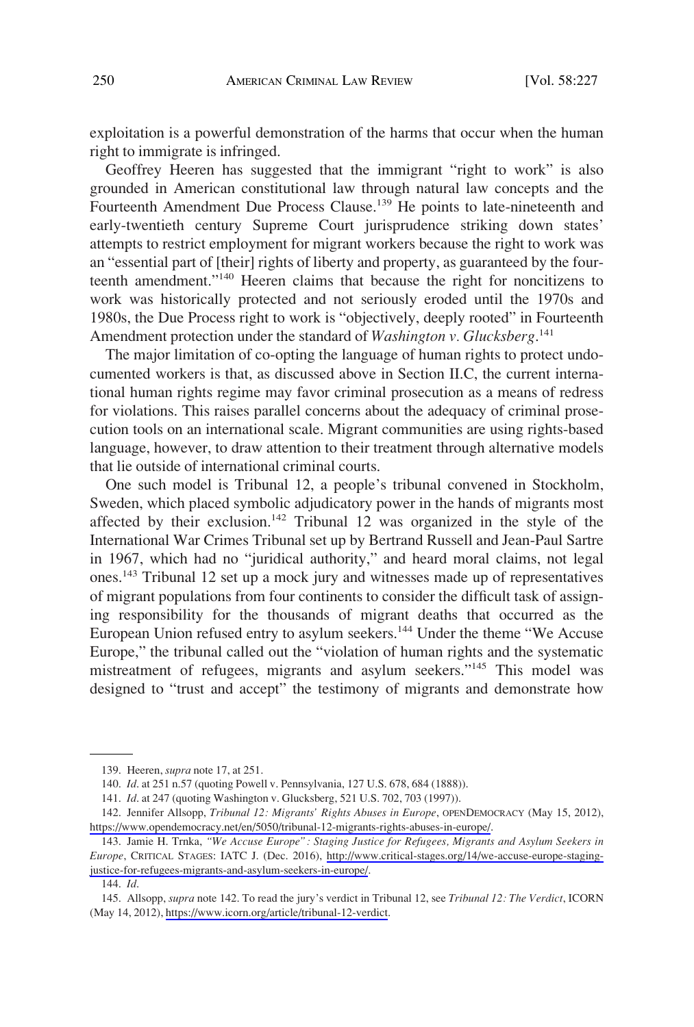exploitation is a powerful demonstration of the harms that occur when the human right to immigrate is infringed.

Geoffrey Heeren has suggested that the immigrant "right to work" is also grounded in American constitutional law through natural law concepts and the Fourteenth Amendment Due Process Clause.[139] He points to late-nineteenth and early-twentieth century Supreme Court jurisprudence striking down states' attempts to restrict employment for migrant workers because the right to work was an "essential part of [their] rights of liberty and property, as guaranteed by the fourteenth amendment."[140] Heeren claims that because the right for noncitizens to work was historically protected and not seriously eroded until the 1970s and 1980s, the Due Process right to work is "objectively, deeply rooted" in Fourteenth Amendment protection under the standard of *Washington v. Glucksberg*.[141]

The major limitation of co-opting the language of human rights to protect undocumented workers is that, as discussed above in Section II.C, the current international human rights regime may favor criminal prosecution as a means of redress for violations. This raises parallel concerns about the adequacy of criminal prosecution tools on an international scale. Migrant communities are using rights-based language, however, to draw attention to their treatment through alternative models that lie outside of international criminal courts.

One such model is Tribunal 12, a people's tribunal convened in Stockholm, Sweden, which placed symbolic adjudicatory power in the hands of migrants most affected by their exclusion.[142] Tribunal 12 was organized in the style of the International War Crimes Tribunal set up by Bertrand Russell and Jean-Paul Sartre in 1967, which had no "juridical authority," and heard moral claims, not legal ones.[143] Tribunal 12 set up a mock jury and witnesses made up of representatives of migrant populations from four continents to consider the difficult task of assigning responsibility for the thousands of migrant deaths that occurred as the European Union refused entry to asylum seekers.[144] Under the theme "We Accuse Europe," the tribunal called out the "violation of human rights and the systematic mistreatment of refugees, migrants and asylum seekers."[145] This model was designed to "trust and accept" the testimony of migrants and demonstrate how

---

139. Heeren, *supra* note 17, at 251.

140. *Id*. at 251 n.57 (quoting Powell v. Pennsylvania, 127 U.S. 678, 684 (1888)).

141. *Id*. at 247 (quoting Washington v. Glucksberg, 521 U.S. 702, 703 (1997)).

142. Jennifer Allsopp, *Tribunal 12: Migrants' Rights Abuses in Europe*, OPENDEMOCRACY (May 15, 2012), https://www.opendemocracy.net/en/5050/tribunal-12-migrants-rights-abuses-in-europe/.

143. Jamie H. Trnka, *"We Accuse Europe": Staging Justice for Refugees, Migrants and Asylum Seekers in Europe*, CRITICAL STAGES: IATC J. (Dec. 2016), http://www.critical-stages.org/14/we-accuse-europe-staging-justice-for-refugees-migrants-and-asylum-seekers-in-europe/.

144. *Id*.

145. Allsopp, *supra* note 142. To read the jury's verdict in Tribunal 12, see *Tribunal 12: The Verdict*, ICORN (May 14, 2012), https://www.icorn.org/article/tribunal-12-verdict.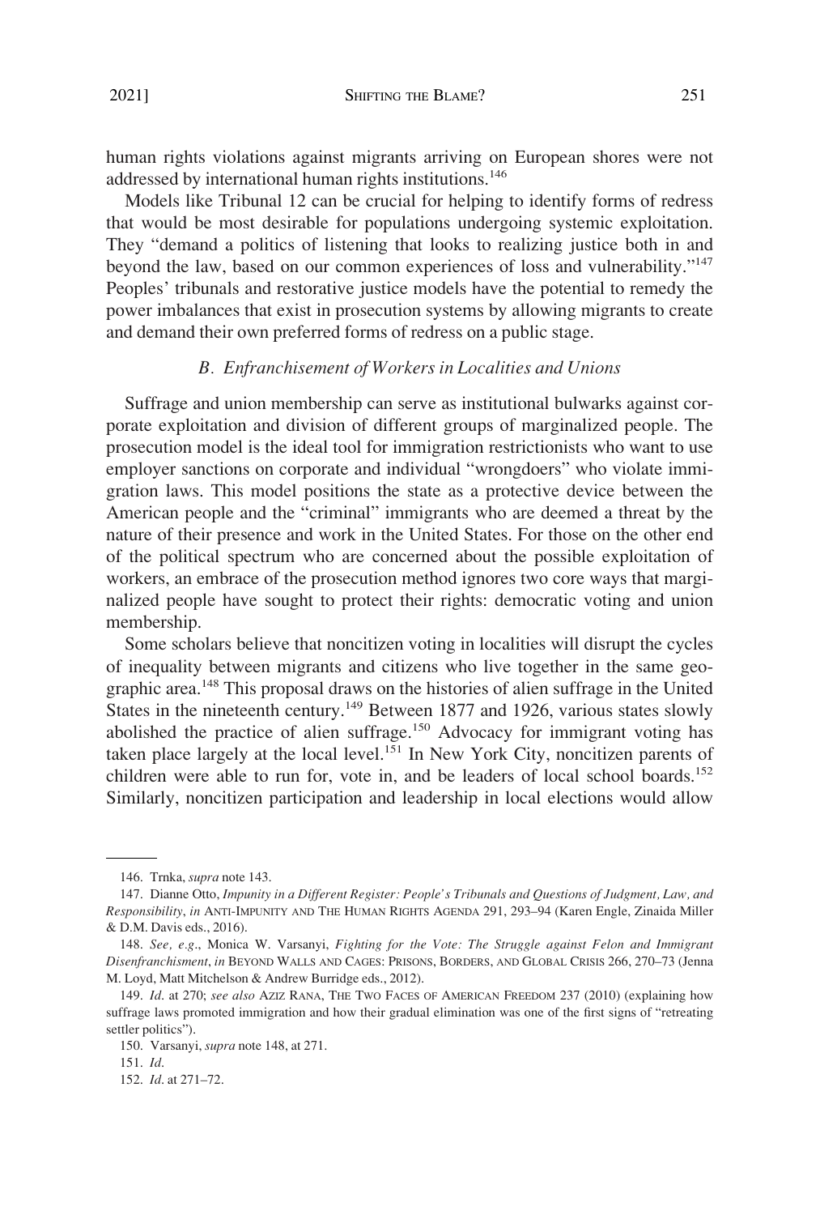human rights violations against migrants arriving on European shores were not addressed by international human rights institutions.[146]

Models like Tribunal 12 can be crucial for helping to identify forms of redress that would be most desirable for populations undergoing systemic exploitation. They "demand a politics of listening that looks to realizing justice both in and beyond the law, based on our common experiences of loss and vulnerability."[147] Peoples' tribunals and restorative justice models have the potential to remedy the power imbalances that exist in prosecution systems by allowing migrants to create and demand their own preferred forms of redress on a public stage.

### *B. Enfranchisement of Workers in Localities and Unions*

Suffrage and union membership can serve as institutional bulwarks against corporate exploitation and division of different groups of marginalized people. The prosecution model is the ideal tool for immigration restrictionists who want to use employer sanctions on corporate and individual "wrongdoers" who violate immigration laws. This model positions the state as a protective device between the American people and the "criminal" immigrants who are deemed a threat by the nature of their presence and work in the United States. For those on the other end of the political spectrum who are concerned about the possible exploitation of workers, an embrace of the prosecution method ignores two core ways that marginalized people have sought to protect their rights: democratic voting and union membership.

Some scholars believe that noncitizen voting in localities will disrupt the cycles of inequality between migrants and citizens who live together in the same geographic area.[148] This proposal draws on the histories of alien suffrage in the United States in the nineteenth century.[149] Between 1877 and 1926, various states slowly abolished the practice of alien suffrage.[150] Advocacy for immigrant voting has taken place largely at the local level.[151] In New York City, noncitizen parents of children were able to run for, vote in, and be leaders of local school boards.[152] Similarly, noncitizen participation and leadership in local elections would allow

---

146. Trnka, *supra* note 143.

147. Dianne Otto, *Impunity in a Different Register: People's Tribunals and Questions of Judgment, Law, and Responsibility*, *in* ANTI-IMPUNITY AND THE HUMAN RIGHTS AGENDA 291, 293–94 (Karen Engle, Zinaida Miller & D.M. Davis eds., 2016).

148. *See, e.g.*, Monica W. Varsanyi, *Fighting for the Vote: The Struggle against Felon and Immigrant Disenfranchisement*, *in* BEYOND WALLS AND CAGES: PRISONS, BORDERS, AND GLOBAL CRISIS 266, 270–73 (Jenna M. Loyd, Matt Mitchelson & Andrew Burridge eds., 2012).

149. *Id.* at 270; *see also* AZIZ RANA, THE TWO FACES OF AMERICAN FREEDOM 237 (2010) (explaining how suffrage laws promoted immigration and how their gradual elimination was one of the first signs of "retreating settler politics").

150. Varsanyi, *supra* note 148, at 271.

151. *Id.*

152. *Id.* at 271–72.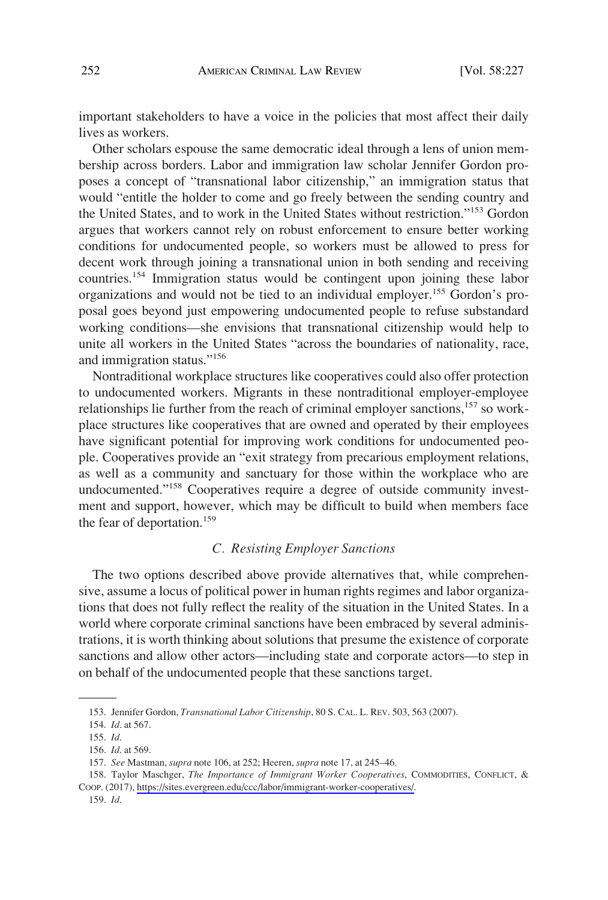important stakeholders to have a voice in the policies that most affect their daily lives as workers.

Other scholars espouse the same democratic ideal through a lens of union membership across borders. Labor and immigration law scholar Jennifer Gordon proposes a concept of "transnational labor citizenship," an immigration status that would "entitle the holder to come and go freely between the sending country and the United States, and to work in the United States without restriction."[153] Gordon argues that workers cannot rely on robust enforcement to ensure better working conditions for undocumented people, so workers must be allowed to press for decent work through joining a transnational union in both sending and receiving countries.[154] Immigration status would be contingent upon joining these labor organizations and would not be tied to an individual employer.[155] Gordon's proposal goes beyond just empowering undocumented people to refuse substandard working conditions—she envisions that transnational citizenship would help to unite all workers in the United States "across the boundaries of nationality, race, and immigration status."[156]

Nontraditional workplace structures like cooperatives could also offer protection to undocumented workers. Migrants in these nontraditional employer-employee relationships lie further from the reach of criminal employer sanctions,[157] so workplace structures like cooperatives that are owned and operated by their employees have significant potential for improving work conditions for undocumented people. Cooperatives provide an "exit strategy from precarious employment relations, as well as a community and sanctuary for those within the workplace who are undocumented."[158] Cooperatives require a degree of outside community investment and support, however, which may be difficult to build when members face the fear of deportation.[159]

### *C. Resisting Employer Sanctions*

The two options described above provide alternatives that, while comprehensive, assume a locus of political power in human rights regimes and labor organizations that does not fully reflect the reality of the situation in the United States. In a world where corporate criminal sanctions have been embraced by several administrations, it is worth thinking about solutions that presume the existence of corporate sanctions and allow other actors—including state and corporate actors—to step in on behalf of the undocumented people that these sanctions target.

---

153. Jennifer Gordon, *Transnational Labor Citizenship*, 80 S. CAL. L. REV. 503, 563 (2007).

154. *Id.* at 567.

155. *Id.*

156. *Id.* at 569.

157. *See* Mastman, *supra* note 106, at 252; Heeren, *supra* note 17, at 245–46.

158. Taylor Maschger, *The Importance of Immigrant Worker Cooperatives*, COMMODITIES, CONFLICT, & COOP. (2017), https://sites.evergreen.edu/ccc/labor/immigrant-worker-cooperatives/.

159. *Id.*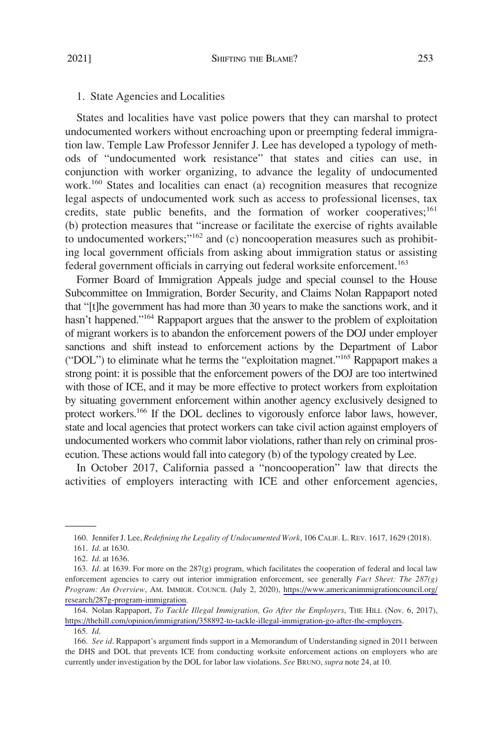### 1. State Agencies and Localities

States and localities have vast police powers that they can marshal to protect undocumented workers without encroaching upon or preempting federal immigration law. Temple Law Professor Jennifer J. Lee has developed a typology of methods of "undocumented work resistance" that states and cities can use, in conjunction with worker organizing, to advance the legality of undocumented work.[160] States and localities can enact (a) recognition measures that recognize legal aspects of undocumented work such as access to professional licenses, tax credits, state public benefits, and the formation of worker cooperatives;[161] (b) protection measures that "increase or facilitate the exercise of rights available to undocumented workers;"[162] and (c) noncooperation measures such as prohibiting local government officials from asking about immigration status or assisting federal government officials in carrying out federal worksite enforcement.[163]

Former Board of Immigration Appeals judge and special counsel to the House Subcommittee on Immigration, Border Security, and Claims Nolan Rappaport noted that "[t]he government has had more than 30 years to make the sanctions work, and it hasn't happened."[164] Rappaport argues that the answer to the problem of exploitation of migrant workers is to abandon the enforcement powers of the DOJ under employer sanctions and shift instead to enforcement actions by the Department of Labor ("DOL") to eliminate what he terms the "exploitation magnet."[165] Rappaport makes a strong point: it is possible that the enforcement powers of the DOJ are too intertwined with those of ICE, and it may be more effective to protect workers from exploitation by situating government enforcement within another agency exclusively designed to protect workers.[166] If the DOL declines to vigorously enforce labor laws, however, state and local agencies that protect workers can take civil action against employers of undocumented workers who commit labor violations, rather than rely on criminal prosecution. These actions would fall into category (b) of the typology created by Lee.

In October 2017, California passed a "noncooperation" law that directs the activities of employers interacting with ICE and other enforcement agencies,

---

160. Jennifer J. Lee, *Redefining the Legality of Undocumented Work*, 106 CALIF. L. REV. 1617, 1629 (2018).

161. *Id*. at 1630.

162. *Id*. at 1636.

163. *Id*. at 1639. For more on the 287(g) program, which facilitates the cooperation of federal and local law enforcement agencies to carry out interior immigration enforcement, see generally *Fact Sheet: The 287(g) Program: An Overview*, AM. IMMIGR. COUNCIL (July 2, 2020), https://www.americanimmigrationcouncil.org/research/287g-program-immigration.

164. Nolan Rappaport, *To Tackle Illegal Immigration, Go After the Employers*, THE HILL (Nov. 6, 2017), https://thehill.com/opinion/immigration/358892-to-tackle-illegal-immigration-go-after-the-employers.

165. *Id*.

166. *See id*. Rappaport's argument finds support in a Memorandum of Understanding signed in 2011 between the DHS and DOL that prevents ICE from conducting worksite enforcement actions on employers who are currently under investigation by the DOL for labor law violations. *See* BRUNO, *supra* note 24, at 10.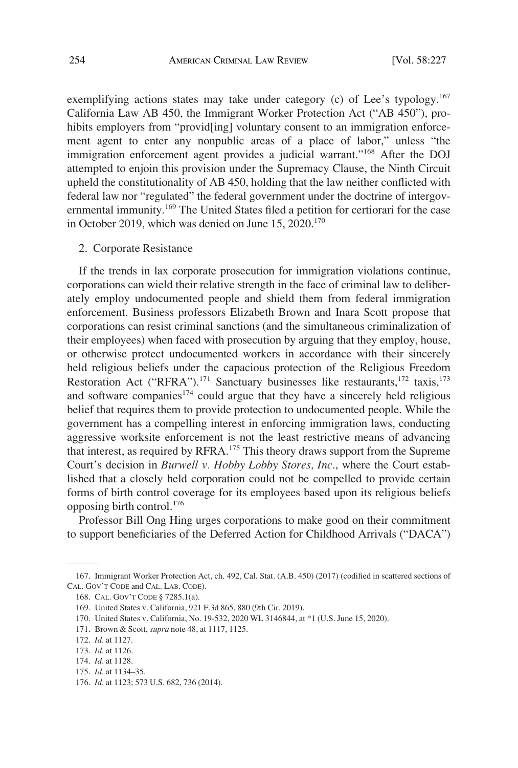exemplifying actions states may take under category (c) of Lee's typology.[167] California Law AB 450, the Immigrant Worker Protection Act ("AB 450"), prohibits employers from "provid[ing] voluntary consent to an immigration enforcement agent to enter any nonpublic areas of a place of labor," unless "the immigration enforcement agent provides a judicial warrant."[168] After the DOJ attempted to enjoin this provision under the Supremacy Clause, the Ninth Circuit upheld the constitutionality of AB 450, holding that the law neither conflicted with federal law nor "regulated" the federal government under the doctrine of intergovernmental immunity.[169] The United States filed a petition for certiorari for the case in October 2019, which was denied on June 15, 2020.[170]

### 2. Corporate Resistance

If the trends in lax corporate prosecution for immigration violations continue, corporations can wield their relative strength in the face of criminal law to deliberately employ undocumented people and shield them from federal immigration enforcement. Business professors Elizabeth Brown and Inara Scott propose that corporations can resist criminal sanctions (and the simultaneous criminalization of their employees) when faced with prosecution by arguing that they employ, house, or otherwise protect undocumented workers in accordance with their sincerely held religious beliefs under the capacious protection of the Religious Freedom Restoration Act ("RFRA").[171] Sanctuary businesses like restaurants,[172] taxis,[173] and software companies[174] could argue that they have a sincerely held religious belief that requires them to provide protection to undocumented people. While the government has a compelling interest in enforcing immigration laws, conducting aggressive worksite enforcement is not the least restrictive means of advancing that interest, as required by RFRA.[175] This theory draws support from the Supreme Court's decision in *Burwell v. Hobby Lobby Stores, Inc*., where the Court established that a closely held corporation could not be compelled to provide certain forms of birth control coverage for its employees based upon its religious beliefs opposing birth control.[176]

Professor Bill Ong Hing urges corporations to make good on their commitment to support beneficiaries of the Deferred Action for Childhood Arrivals ("DACA")

167. Immigrant Worker Protection Act, ch. 492, Cal. Stat. (A.B. 450) (2017) (codified in scattered sections of CAL. GOV'T CODE and CAL. LAB. CODE).

168. CAL. GOV'T CODE § 7285.1(a).

169. United States v. California, 921 F.3d 865, 880 (9th Cir. 2019).

170. United States v. California, No. 19-532, 2020 WL 3146844, at *1 (U.S. June 15, 2020).

171. Brown & Scott, *supra* note 48, at 1117, 1125.

172. *Id*. at 1127.

173. *Id*. at 1126.

174. *Id*. at 1128.

175. *Id*. at 1134–35.

176. *Id*. at 1123; 573 U.S. 682, 736 (2014).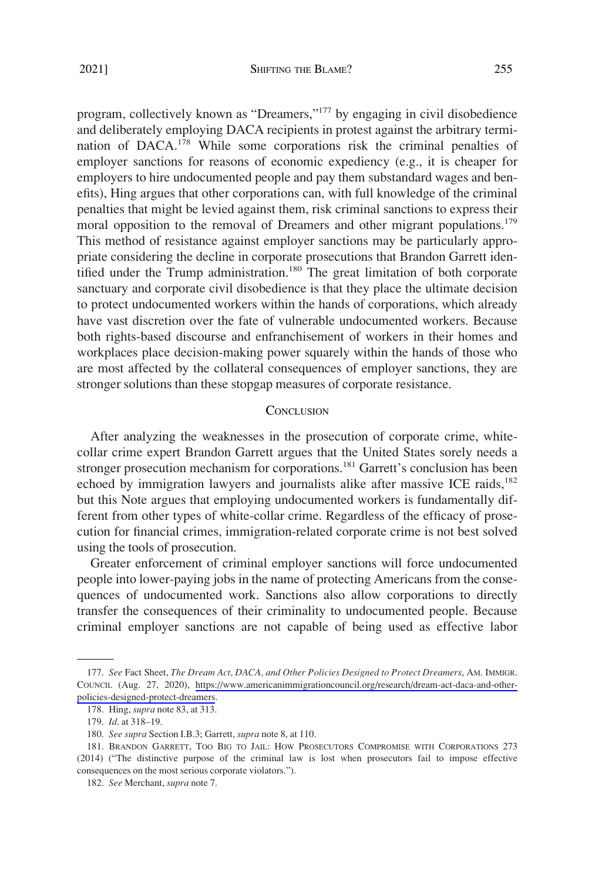program, collectively known as "Dreamers,"[177] by engaging in civil disobedience and deliberately employing DACA recipients in protest against the arbitrary termination of DACA.[178] While some corporations risk the criminal penalties of employer sanctions for reasons of economic expediency (e.g., it is cheaper for employers to hire undocumented people and pay them substandard wages and benefits), Hing argues that other corporations can, with full knowledge of the criminal penalties that might be levied against them, risk criminal sanctions to express their moral opposition to the removal of Dreamers and other migrant populations.[179] This method of resistance against employer sanctions may be particularly appropriate considering the decline in corporate prosecutions that Brandon Garrett identified under the Trump administration.[180] The great limitation of both corporate sanctuary and corporate civil disobedience is that they place the ultimate decision to protect undocumented workers within the hands of corporations, which already have vast discretion over the fate of vulnerable undocumented workers. Because both rights-based discourse and enfranchisement of workers in their homes and workplaces place decision-making power squarely within the hands of those who are most affected by the collateral consequences of employer sanctions, they are stronger solutions than these stopgap measures of corporate resistance.

## Conclusion

After analyzing the weaknesses in the prosecution of corporate crime, white-collar crime expert Brandon Garrett argues that the United States sorely needs a stronger prosecution mechanism for corporations.[181] Garrett's conclusion has been echoed by immigration lawyers and journalists alike after massive ICE raids,[182] but this Note argues that employing undocumented workers is fundamentally different from other types of white-collar crime. Regardless of the efficacy of prosecution for financial crimes, immigration-related corporate crime is not best solved using the tools of prosecution.

Greater enforcement of criminal employer sanctions will force undocumented people into lower-paying jobs in the name of protecting Americans from the consequences of undocumented work. Sanctions also allow corporations to directly transfer the consequences of their criminality to undocumented people. Because criminal employer sanctions are not capable of being used as effective labor

---

177. *See* Fact Sheet, *The Dream Act, DACA, and Other Policies Designed to Protect Dreamers*, AM. IMMIGR. COUNCIL (Aug. 27, 2020), https://www.americanimmigrationcouncil.org/research/dream-act-daca-and-other-policies-designed-protect-dreamers.

178. Hing, *supra* note 83, at 313.

179. *Id.* at 318–19.

180. *See supra* Section I.B.3; Garrett, *supra* note 8, at 110.

181. BRANDON GARRETT, TOO BIG TO JAIL: HOW PROSECUTORS COMPROMISE WITH CORPORATIONS 273 (2014) ("The distinctive purpose of the criminal law is lost when prosecutors fail to impose effective consequences on the most serious corporate violators.").

182. *See* Merchant, *supra* note 7.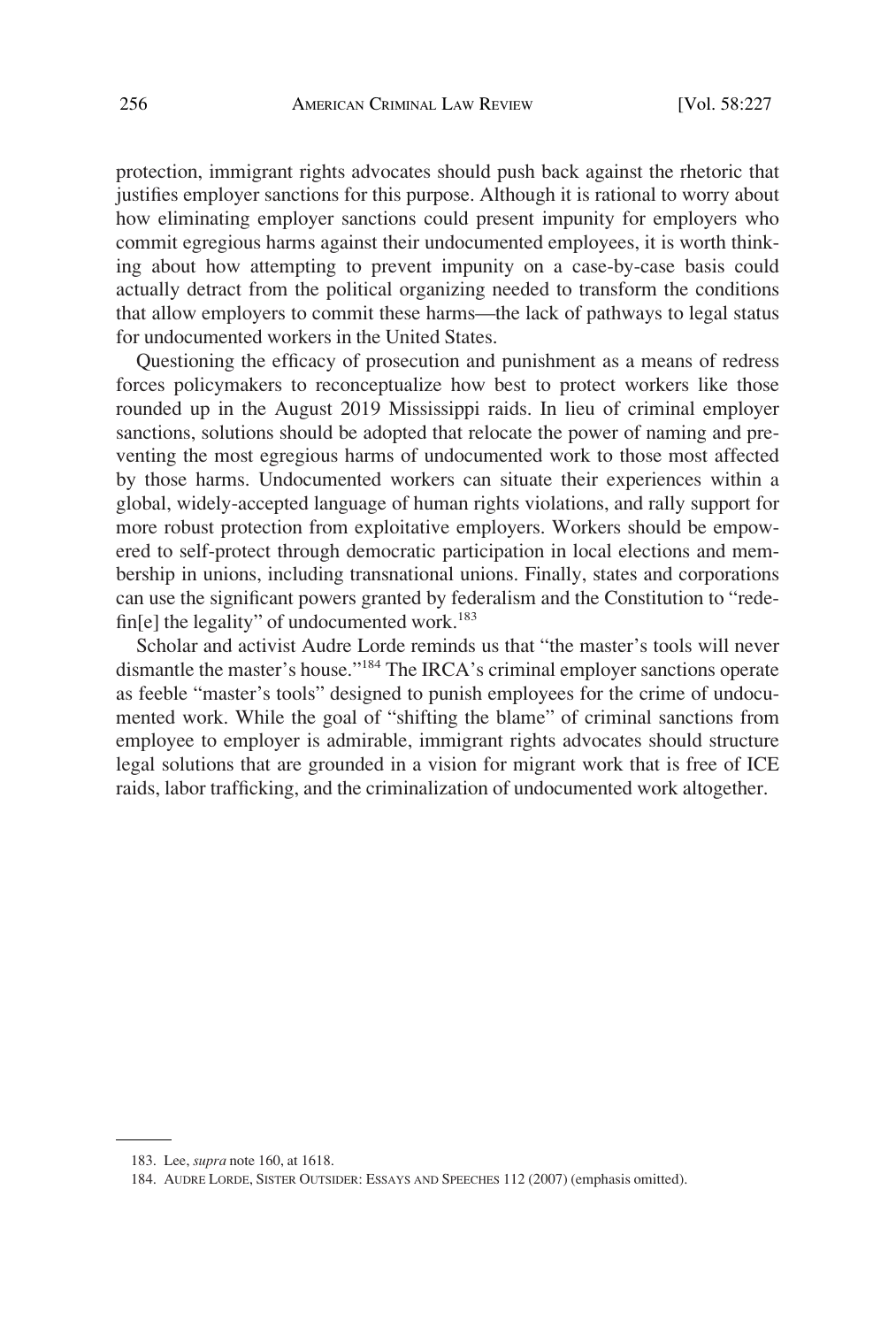protection, immigrant rights advocates should push back against the rhetoric that justifies employer sanctions for this purpose. Although it is rational to worry about how eliminating employer sanctions could present impunity for employers who commit egregious harms against their undocumented employees, it is worth thinking about how attempting to prevent impunity on a case-by-case basis could actually detract from the political organizing needed to transform the conditions that allow employers to commit these harms—the lack of pathways to legal status for undocumented workers in the United States.

Questioning the efficacy of prosecution and punishment as a means of redress forces policymakers to reconceptualize how best to protect workers like those rounded up in the August 2019 Mississippi raids. In lieu of criminal employer sanctions, solutions should be adopted that relocate the power of naming and preventing the most egregious harms of undocumented work to those most affected by those harms. Undocumented workers can situate their experiences within a global, widely-accepted language of human rights violations, and rally support for more robust protection from exploitative employers. Workers should be empowered to self-protect through democratic participation in local elections and membership in unions, including transnational unions. Finally, states and corporations can use the significant powers granted by federalism and the Constitution to "redefin[e] the legality" of undocumented work.[183]

Scholar and activist Audre Lorde reminds us that "the master's tools will never dismantle the master's house."[184] The IRCA's criminal employer sanctions operate as feeble "master's tools" designed to punish employees for the crime of undocumented work. While the goal of "shifting the blame" of criminal sanctions from employee to employer is admirable, immigrant rights advocates should structure legal solutions that are grounded in a vision for migrant work that is free of ICE raids, labor trafficking, and the criminalization of undocumented work altogether.

---

183. Lee, *supra* note 160, at 1618.

184. AUDRE LORDE, SISTER OUTSIDER: ESSAYS AND SPEECHES 112 (2007) (emphasis omitted).